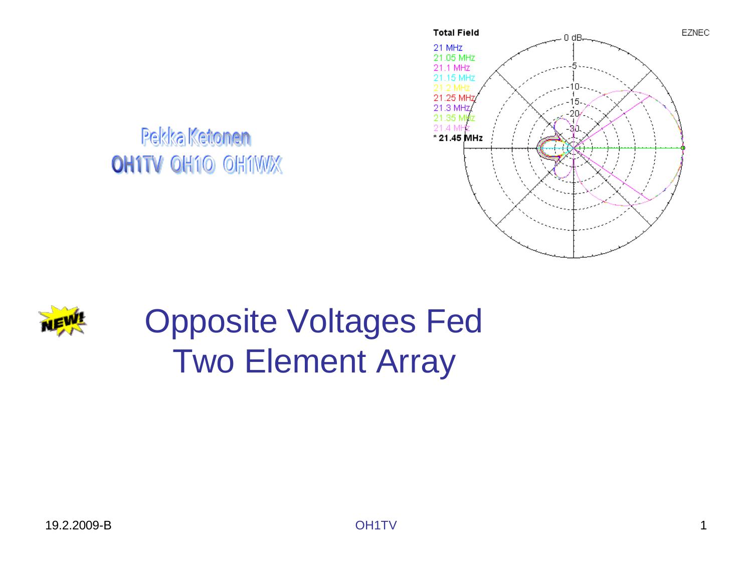Pekka Ketonen

OH1TV OH1O OH1WX

# Opposite Voltages Fed Two Element Array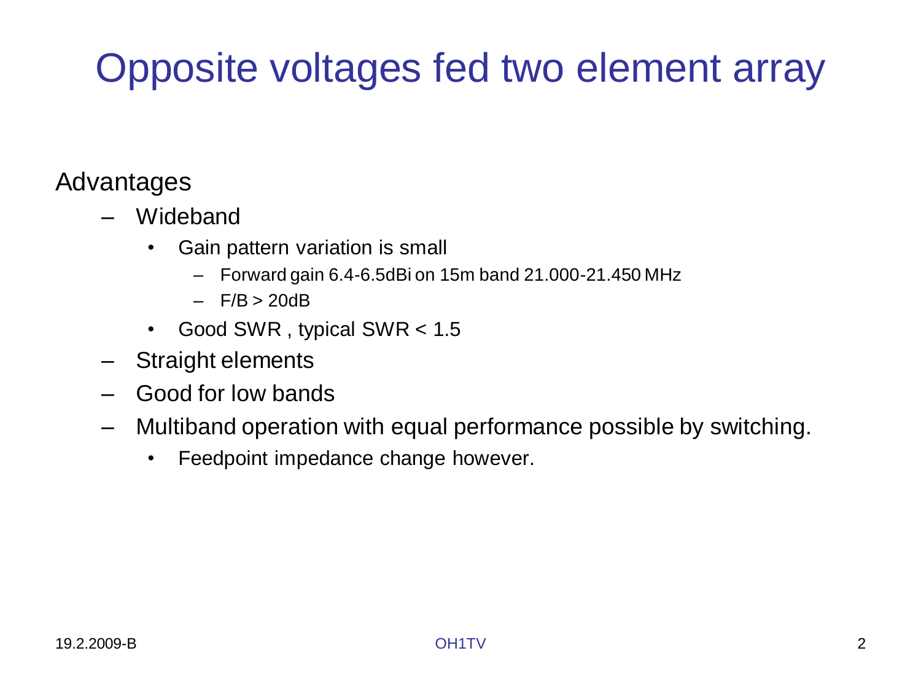# Opposite voltages fed two element array

Advantages

- Wideband
  - Gain pattern variation is small
    - Forward gain 6.4-6.5dBi on 15m band 21.000-21.450 MHz
    - F/B > 20dB
  - Good SWR , typical SWR < 1.5
- Straight elements
- Good for low bands
- Multiband operation with equal performance possible by switching.
  - Feedpoint impedance change however.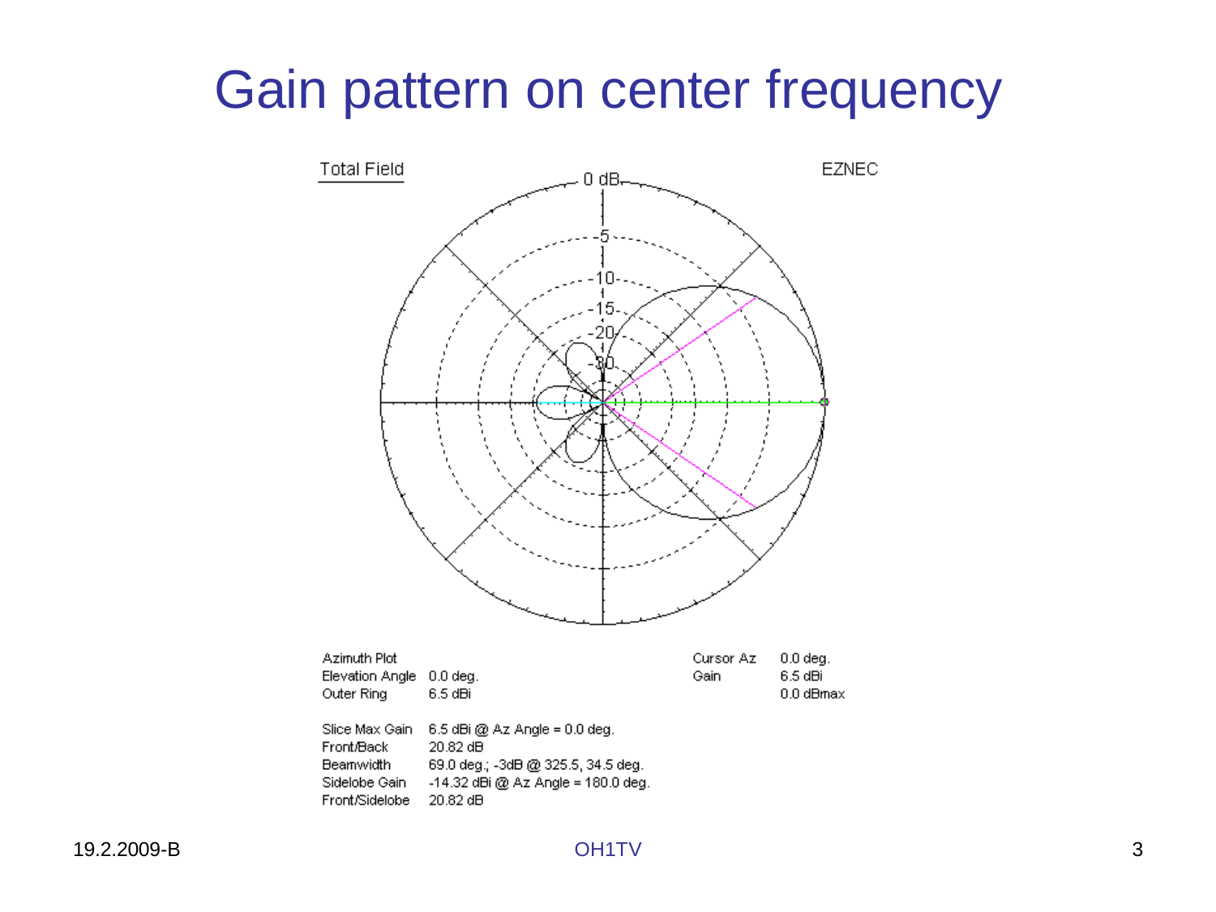# Gain pattern on center frequency

Total Field

EZNEC

| | |
|---|---|
| Azimuth Plot | |
| Elevation Angle | 0.0 deg. |
| Outer Ring | 6.5 dBi |

| | |
|---|---|
| Cursor Az | 0.0 deg. |
| Gain | 6.5 dBi |
| | 0.0 dBmax |

| | |
|---|---|
| Slice Max Gain | 6.5 dBi @ Az Angle = 0.0 deg. |
| Front/Back | 20.82 dB |
| Beamwidth | 69.0 deg.; -3dB @ 325.5, 34.5 deg. |
| Sidelobe Gain | -14.32 dBi @ Az Angle = 180.0 deg. |
| Front/Sidelobe | 20.82 dB |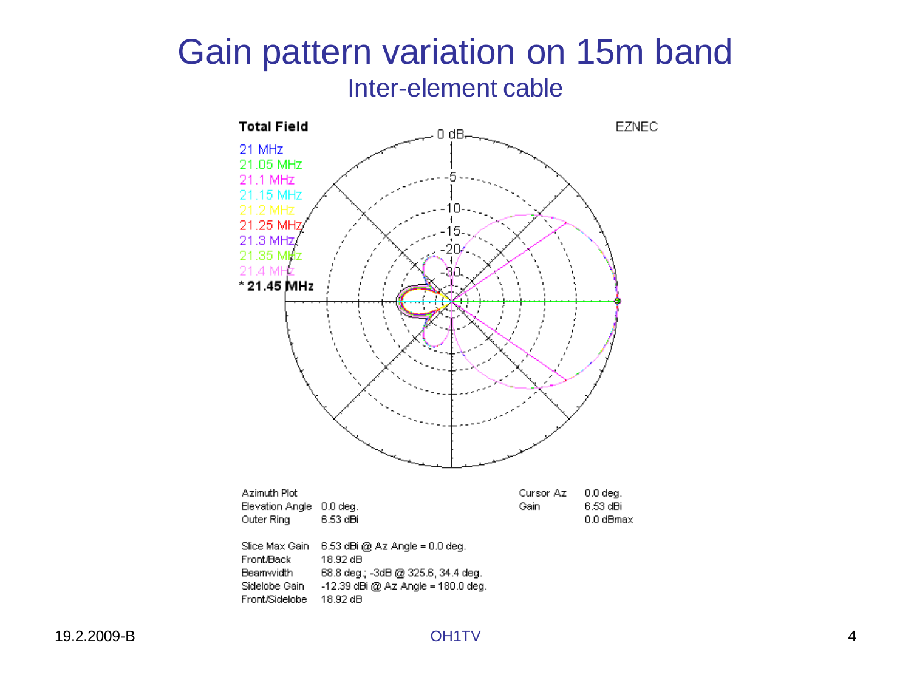# Gain pattern variation on 15m band

## Inter-element cable

Total Field

21 MHz
21.05 MHz
21.1 MHz
21.15 MHz
21.2 MHz
21.25 MHz
21.3 MHz
21.35 MHz
21.4 MHz
* 21.45 MHz

EZNEC

| | | | |
|---|---|---|---|
| Azimuth Plot | | Cursor Az | 0.0 deg. |
| Elevation Angle | 0.0 deg. | Gain | 6.53 dBi |
| Outer Ring | 6.53 dBi | | 0.0 dBmax |

| | |
|---|---|
| Slice Max Gain | 6.53 dBi @ Az Angle = 0.0 deg. |
| Front/Back | 18.92 dB |
| Beamwidth | 68.8 deg.; -3dB @ 325.6, 34.4 deg. |
| Sidelobe Gain | -12.39 dBi @ Az Angle = 180.0 deg. |
| Front/Sidelobe | 18.92 dB |

19.2.2009-B

OH1TV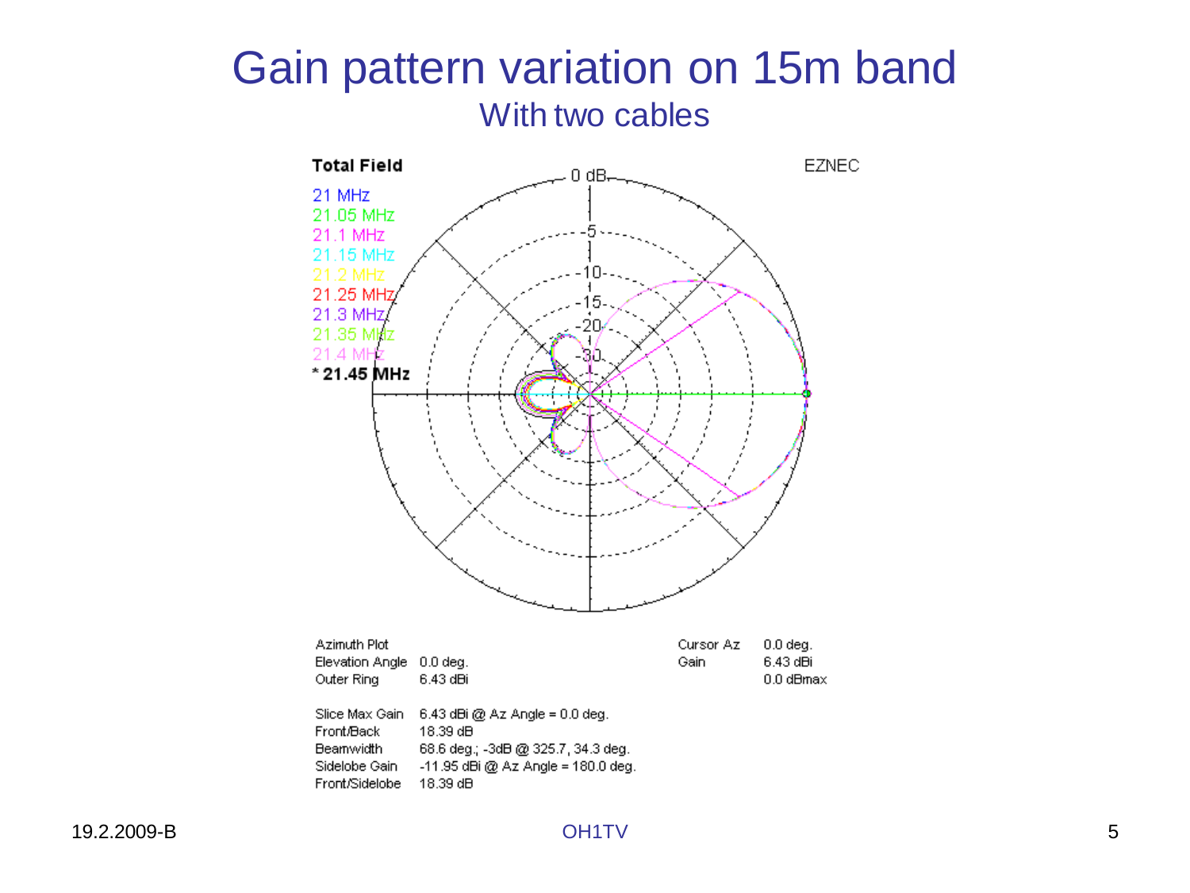# Gain pattern variation on 15m band

## With two cables

Total Field

EZNEC

21 MHz
21.05 MHz
21.1 MHz
21.15 MHz
21.2 MHz
21.25 MHz
21.3 MHz
21.35 MHz
21.4 MHz
* 21.45 MHz

| | | | |
|---|---|---|---|
| Azimuth Plot | | Cursor Az | 0.0 deg. |
| Elevation Angle | 0.0 deg. | Gain | 6.43 dBi |
| Outer Ring | 6.43 dBi | | 0.0 dBmax |

| | |
|---|---|
| Slice Max Gain | 6.43 dBi @ Az Angle = 0.0 deg. |
| Front/Back | 18.39 dB |
| Beamwidth | 68.6 deg.; -3dB @ 325.7, 34.3 deg. |
| Sidelobe Gain | -11.95 dBi @ Az Angle = 180.0 deg. |
| Front/Sidelobe | 18.39 dB |

19.2.2009-B

OH1TV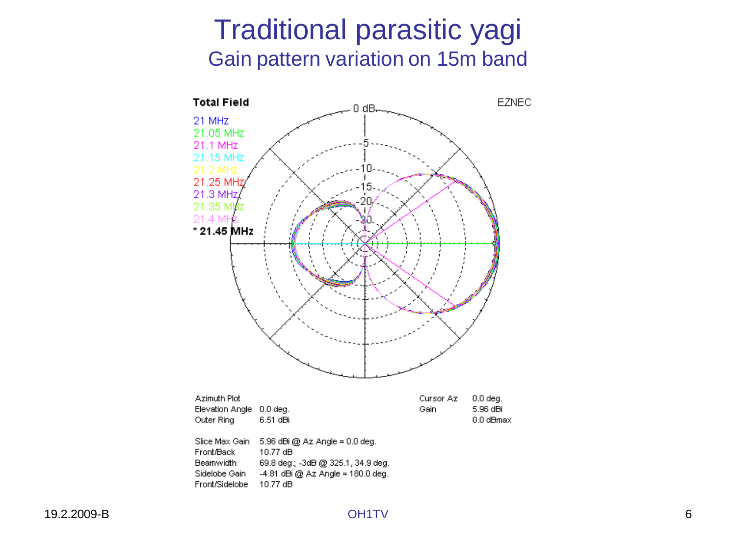# Traditional parasitic yagi

## Gain pattern variation on 15m band

**Total Field**

EZNEC

- 21 MHz
- 21.05 MHz
- 21.1 MHz
- 21.15 MHz
- 21.2 MHz
- 21.25 MHz
- 21.3 MHz
- 21.35 MHz
- 21.4 MHz
- * 21.45 MHz

| | | | |
|---|---|---|---|
| Azimuth Plot | | Cursor Az | 0.0 deg. |
| Elevation Angle | 0.0 deg. | Gain | 5.96 dBi |
| Outer Ring | 6.51 dBi | | 0.0 dBmax |

| | |
|---|---|
| Slice Max Gain | 5.96 dBi @ Az Angle = 0.0 deg. |
| Front/Back | 10.77 dB |
| Beamwidth | 69.8 deg.; -3dB @ 325.1, 34.9 deg. |
| Sidelobe Gain | -4.81 dBi @ Az Angle = 180.0 deg. |
| Front/Sidelobe | 10.77 dB |

19.2.2009-B

OH1TV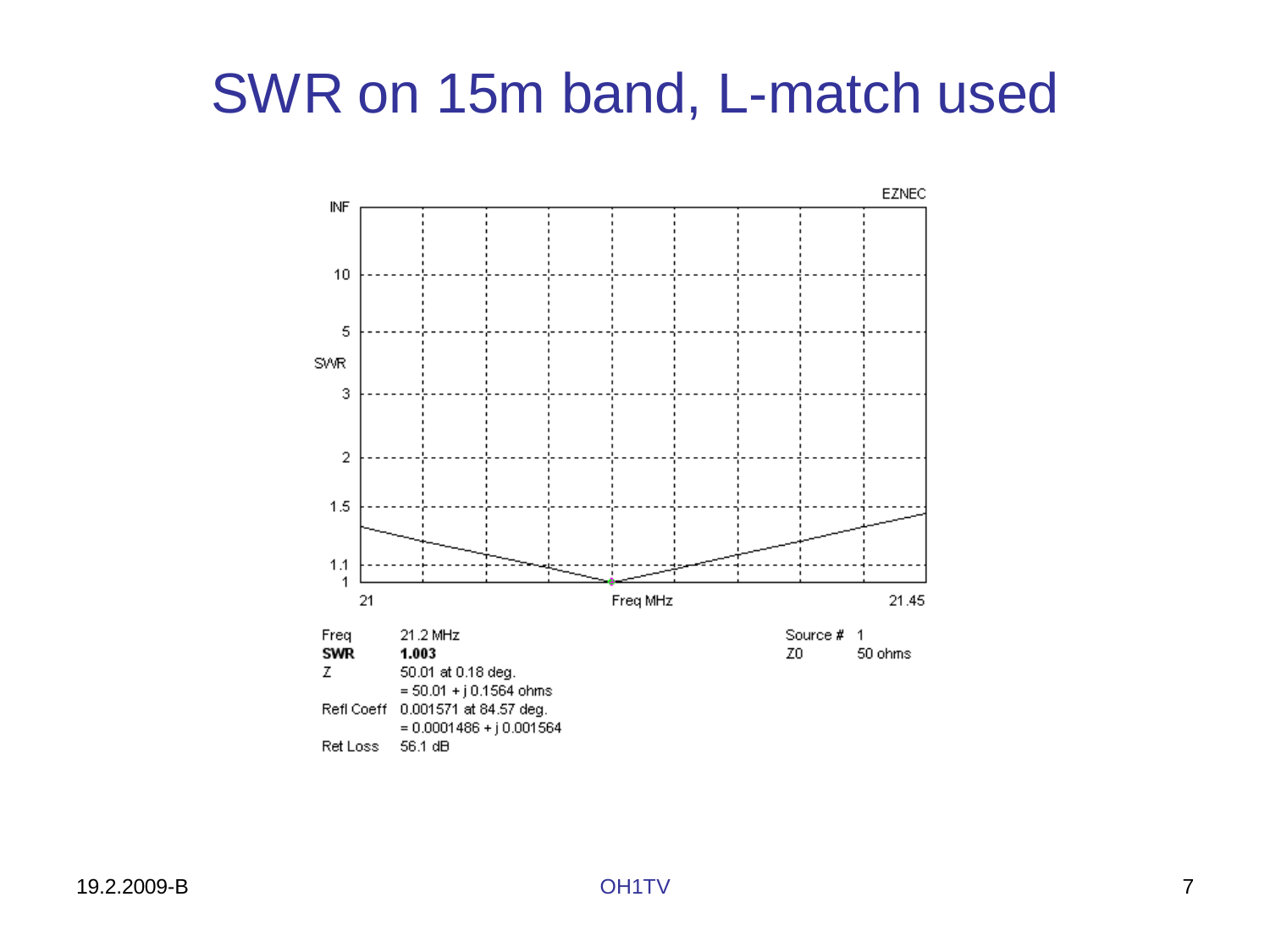# SWR on 15m band, L-match used

EZNEC

| | | | |
|---|---|---|---|
| Freq | 21.2 MHz | Source # | 1 |
| **SWR** | **1.003** | Z0 | 50 ohms |
| Z | 50.01 at 0.18 deg. | | |
| | = 50.01 + j 0.1564 ohms | | |
| Refl Coeff | 0.001571 at 84.57 deg. | | |
| | = 0.0001486 + j 0.001564 | | |
| Ret Loss | 56.1 dB | | |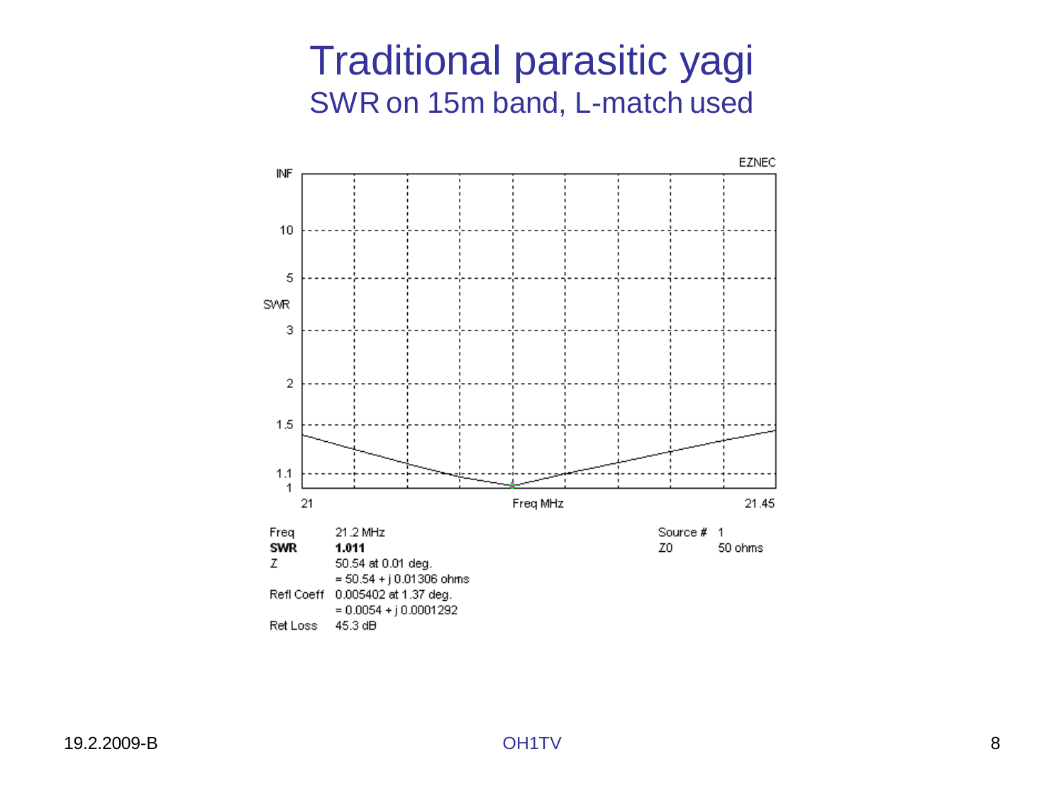# Traditional parasitic yagi

## SWR on 15m band, L-match used

EZNEC

SWR

INF, 10, 5, 3, 2, 1.5, 1.1, 1

21 — Freq MHz — 21.45

| | | | |
|---|---|---|---|
| Freq | 21.2 MHz | Source # | 1 |
| **SWR** | **1.011** | Z0 | 50 ohms |
| Z | 50.54 at 0.01 deg. | | |
| | = 50.54 + j 0.01306 ohms | | |
| Refl Coeff | 0.005402 at 1.37 deg. | | |
| | = 0.0054 + j 0.0001292 | | |
| Ret Loss | 45.3 dB | | |

19.2.2009-B

OH1TV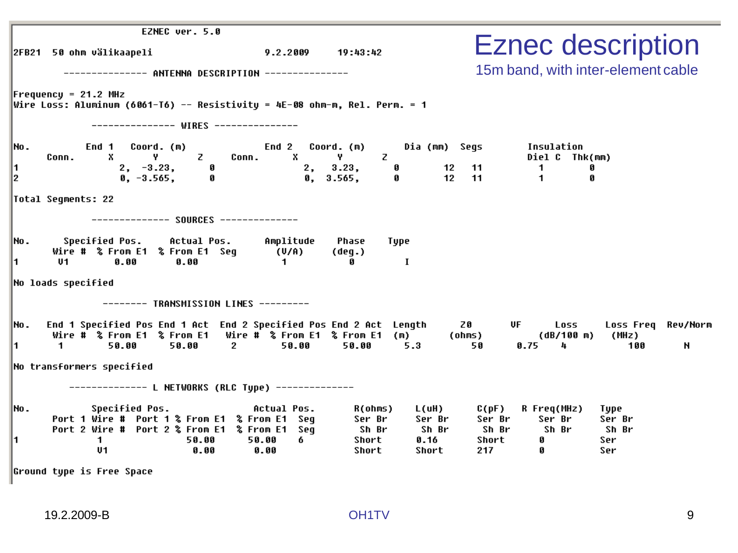# Eznec description

## 15m band, with inter-element cable

```
                    EZNEC ver. 5.0

2FB21  50 ohm välikaapeli                    9.2.2009     19:43:42

         --------------- ANTENNA DESCRIPTION ---------------

Frequency = 21.2 MHz
Wire Loss: Aluminum (6061-T6) -- Resistivity = 4E-08 ohm-m, Rel. Perm. = 1

              --------------- WIRES ---------------

No.          End 1    Coord. (m)               End 2    Coord. (m)       Dia (mm)  Segs        Insulation
     Conn.       X         Y         Z    Conn.     X        Y         Z                       Diel C  Thk(mm)
1               2,    -3.23,        0              2,    3.23,       0         12     11          1        0
2               0,   -3.565,        0              0,   3.565,       0         12     11          1        0

Total Segments: 22

              -------------- SOURCES --------------

No.      Specified Pos.     Actual Pos.      Amplitude     Phase     Type
       Wire #  % From E1  % From E1  Seg       (V/A)      (deg.)
1        V1       0.00       0.00               1           0         I

No loads specified

                --------- TRANSMISSION LINES ---------

No.    End 1 Specified Pos End 1 Act   End 2 Specified Pos End 2 Act  Length      Z0       VF      Loss        Loss Freq  Rev/Norm
       Wire #  % From E1  % From E1     Wire #  % From E1  % From E1  (m)       (ohms)         (dB/100 m)    (MHz)
1        1        50.00      50.00       2        50.00      50.00     5.3        50      0.75     4            100       N

No transformers specified

           -------------- L NETWORKS (RLC Type) --------------

No.             Specified Pos.               Actual Pos.        R(ohms)    L(uH)      C(pF)    R Freq(MHz)    Type
       Port 1 Wire #  Port 1 % From E1  % From E1  Seg         Ser Br     Ser Br     Ser Br     Ser Br      Ser Br
       Port 2 Wire #  Port 2 % From E1  % From E1  Seg          Sh Br      Sh Br      Sh Br      Sh Br       Sh Br
1              1               50.00      50.00    6          Short      0.16       Short       0           Ser
               V1               0.00       0.00               Short      Short      217         0           Ser

Ground type is Free Space
```

19.2.2009-B

OH1TV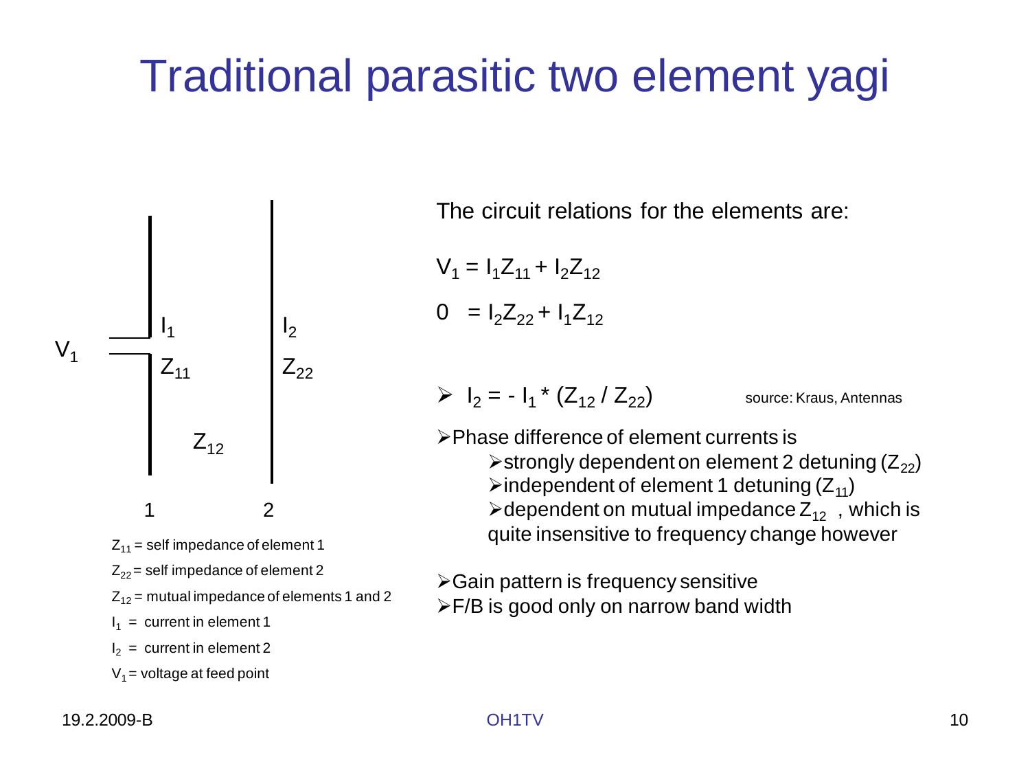# Traditional parasitic two element yagi

$V_1$ — $I_1$, $Z_{11}$ — $Z_{12}$ — $I_2$, $Z_{22}$

1 2

$Z_{11}$ = self impedance of element 1

$Z_{22}$ = self impedance of element 2

$Z_{12}$ = mutual impedance of elements 1 and 2

$I_1$ = current in element 1

$I_2$ = current in element 2

$V_1$ = voltage at feed point

The circuit relations for the elements are:

$$V_1 = I_1 Z_{11} + I_2 Z_{12}$$

$$0 = I_2 Z_{22} + I_1 Z_{12}$$

- $I_2 = - I_1 * (Z_{12} / Z_{22})$ source: Kraus, Antennas

- Phase difference of element currents is
  - strongly dependent on element 2 detuning ($Z_{22}$)
  - independent of element 1 detuning ($Z_{11}$)
  - dependent on mutual impedance $Z_{12}$ , which is quite insensitive to frequency change however

- Gain pattern is frequency sensitive
- F/B is good only on narrow band width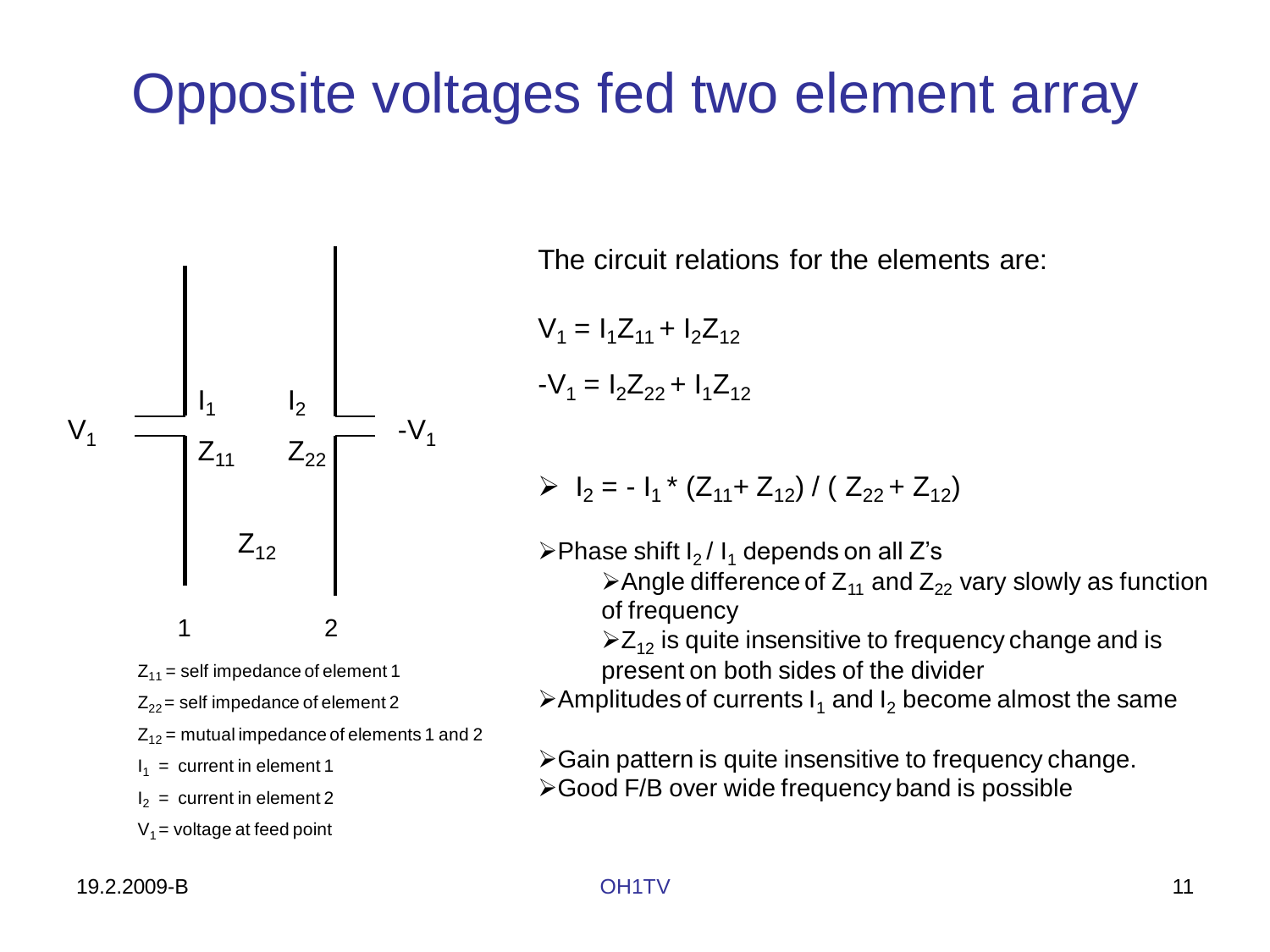# Opposite voltages fed two element array

$V_1$ — $I_1$, $Z_{11}$ (element 1) — $Z_{12}$ — $I_2$, $Z_{22}$ (element 2) — $-V_1$

1 2

$Z_{11}$ = self impedance of element 1

$Z_{22}$ = self impedance of element 2

$Z_{12}$ = mutual impedance of elements 1 and 2

$I_1$ = current in element 1

$I_2$ = current in element 2

$V_1$ = voltage at feed point

The circuit relations for the elements are:

$$V_1 = I_1 Z_{11} + I_2 Z_{12}$$

$$-V_1 = I_2 Z_{22} + I_1 Z_{12}$$

- $I_2 = - I_1 * (Z_{11} + Z_{12}) / ( Z_{22} + Z_{12})$

- Phase shift $I_2 / I_1$ depends on all Z's
  - Angle difference of $Z_{11}$ and $Z_{22}$ vary slowly as function of frequency
  - $Z_{12}$ is quite insensitive to frequency change and is present on both sides of the divider
- Amplitudes of currents $I_1$ and $I_2$ become almost the same

- Gain pattern is quite insensitive to frequency change.
- Good F/B over wide frequency band is possible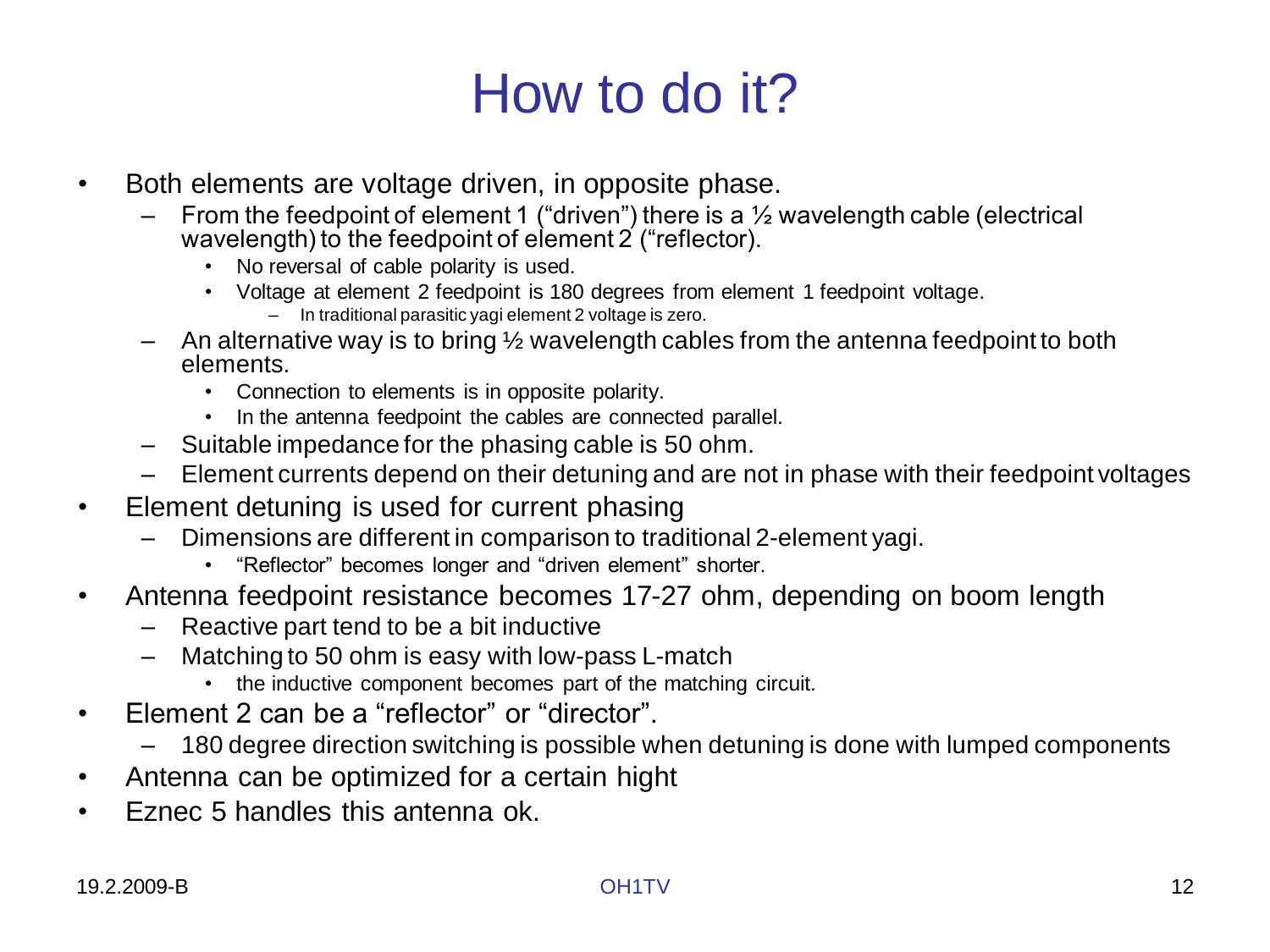# How to do it?

- Both elements are voltage driven, in opposite phase.
  - From the feedpoint of element 1 (“driven”) there is a ½ wavelength cable (electrical wavelength) to the feedpoint of element 2 (“reflector).
    - No reversal of cable polarity is used.
    - Voltage at element 2 feedpoint is 180 degrees from element 1 feedpoint voltage.
      - In traditional parasitic yagi element 2 voltage is zero.
  - An alternative way is to bring ½ wavelength cables from the antenna feedpoint to both elements.
    - Connection to elements is in opposite polarity.
    - In the antenna feedpoint the cables are connected parallel.
  - Suitable impedance for the phasing cable is 50 ohm.
  - Element currents depend on their detuning and are not in phase with their feedpoint voltages
- Element detuning is used for current phasing
  - Dimensions are different in comparison to traditional 2-element yagi.
    - “Reflector” becomes longer and “driven element” shorter.
- Antenna feedpoint resistance becomes 17-27 ohm, depending on boom length
  - Reactive part tend to be a bit inductive
  - Matching to 50 ohm is easy with low-pass L-match
    - the inductive component becomes part of the matching circuit.
- Element 2 can be a “reflector” or “director”.
  - 180 degree direction switching is possible when detuning is done with lumped components
- Antenna can be optimized for a certain hight
- Eznec 5 handles this antenna ok.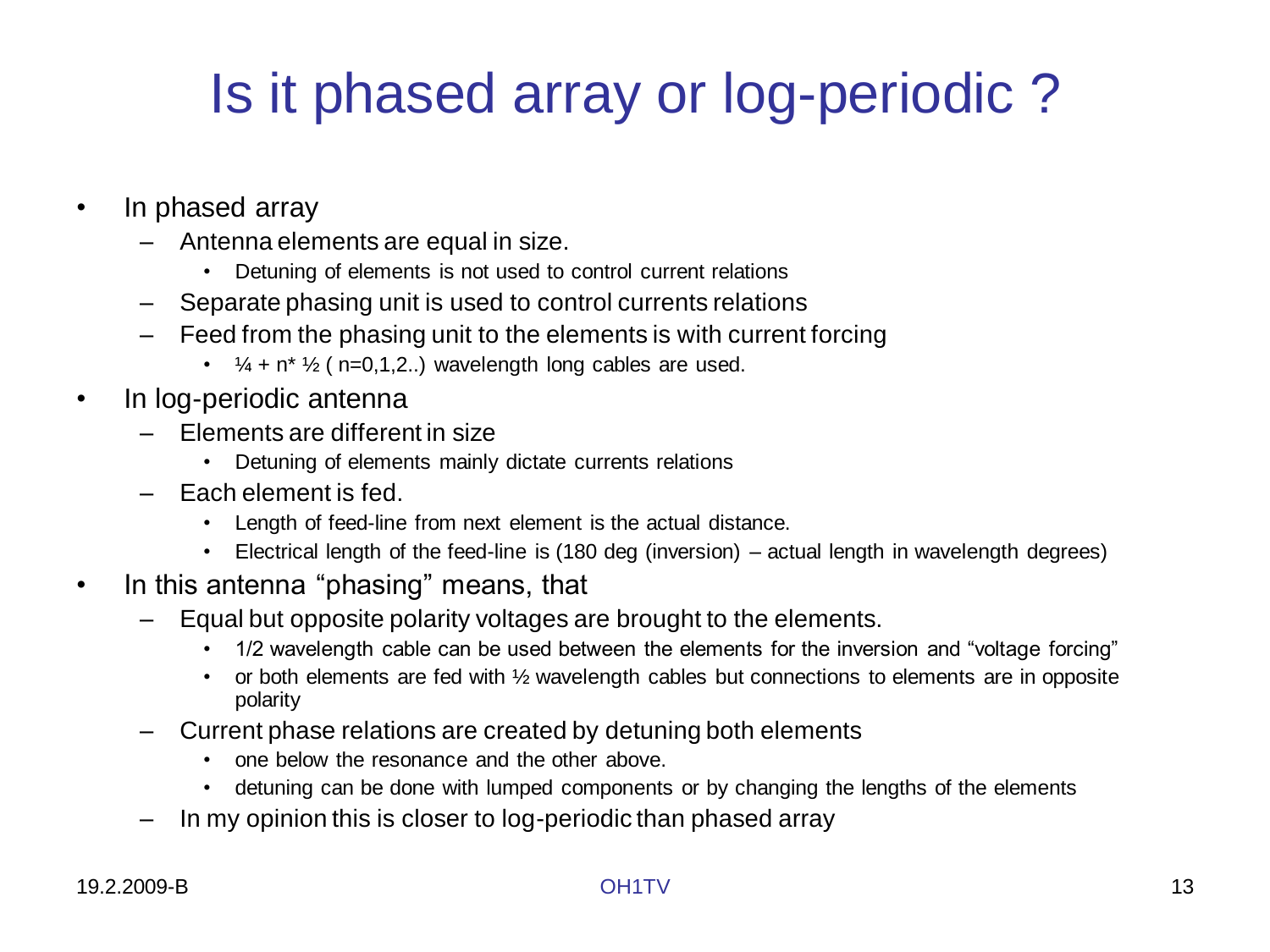# Is it phased array or log-periodic ?

- In phased array
  - Antenna elements are equal in size.
    - Detuning of elements is not used to control current relations
  - Separate phasing unit is used to control currents relations
  - Feed from the phasing unit to the elements is with current forcing
    - ¼ + n* ½ ( n=0,1,2..) wavelength long cables are used.
- In log-periodic antenna
  - Elements are different in size
    - Detuning of elements mainly dictate currents relations
  - Each element is fed.
    - Length of feed-line from next element is the actual distance.
    - Electrical length of the feed-line is (180 deg (inversion) – actual length in wavelength degrees)
- In this antenna "phasing" means, that
  - Equal but opposite polarity voltages are brought to the elements.
    - 1/2 wavelength cable can be used between the elements for the inversion and "voltage forcing"
    - or both elements are fed with ½ wavelength cables but connections to elements are in opposite polarity
  - Current phase relations are created by detuning both elements
    - one below the resonance and the other above.
    - detuning can be done with lumped components or by changing the lengths of the elements
  - In my opinion this is closer to log-periodic than phased array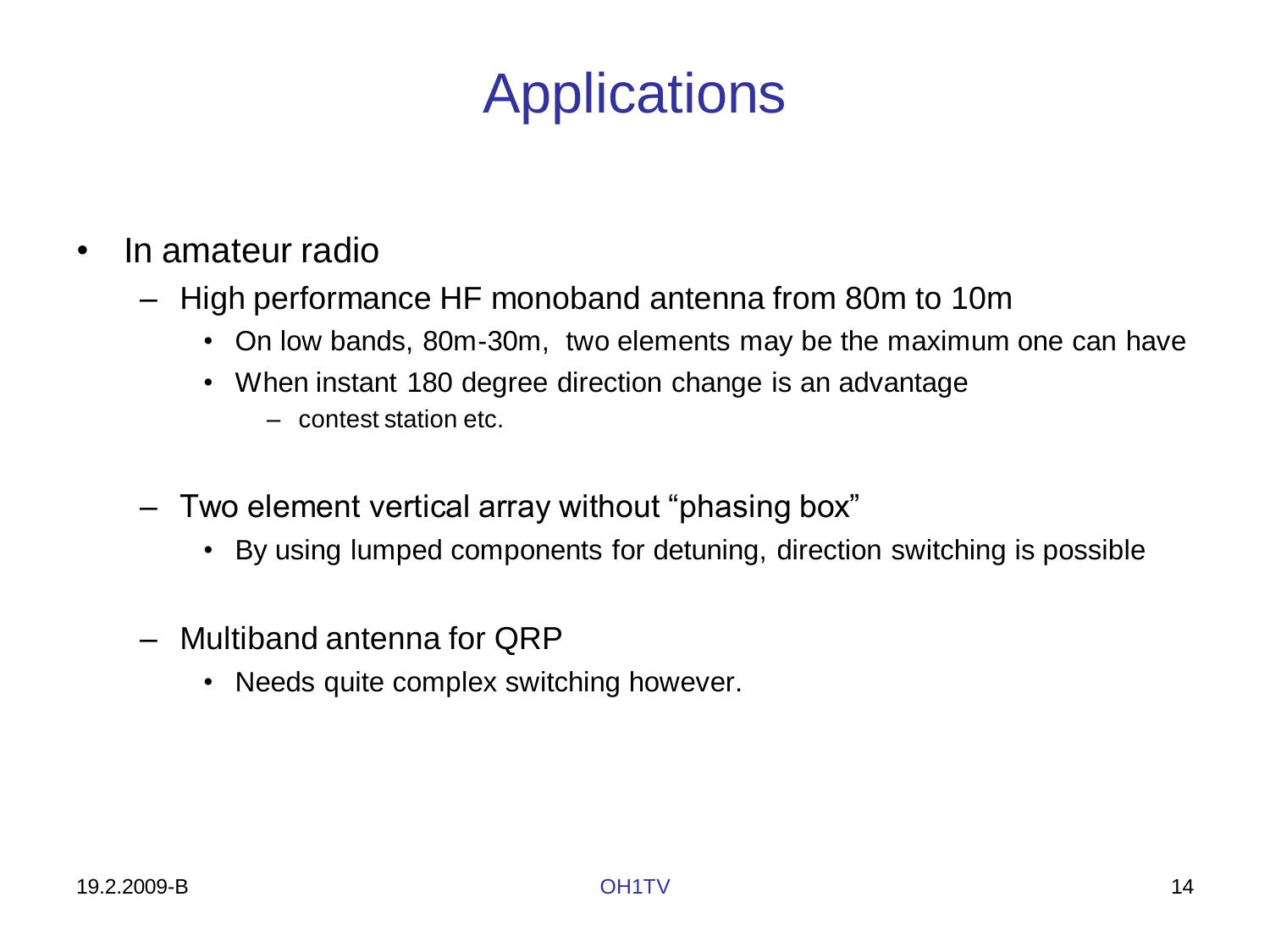# Applications

- In amateur radio
  - High performance HF monoband antenna from 80m to 10m
    - On low bands, 80m-30m, two elements may be the maximum one can have
    - When instant 180 degree direction change is an advantage
      - contest station etc.
  - Two element vertical array without “phasing box”
    - By using lumped components for detuning, direction switching is possible
  - Multiband antenna for QRP
    - Needs quite complex switching however.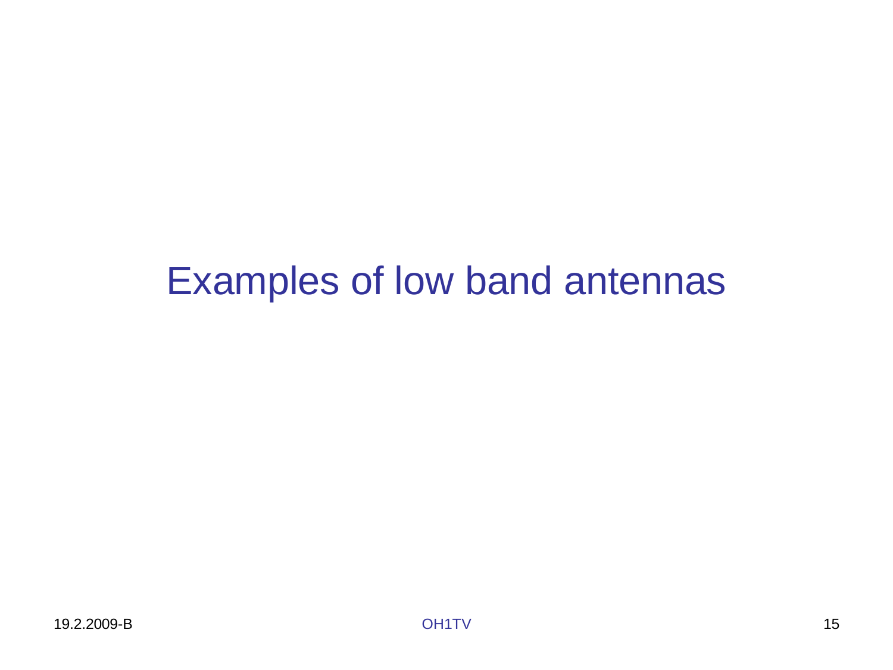# Examples of low band antennas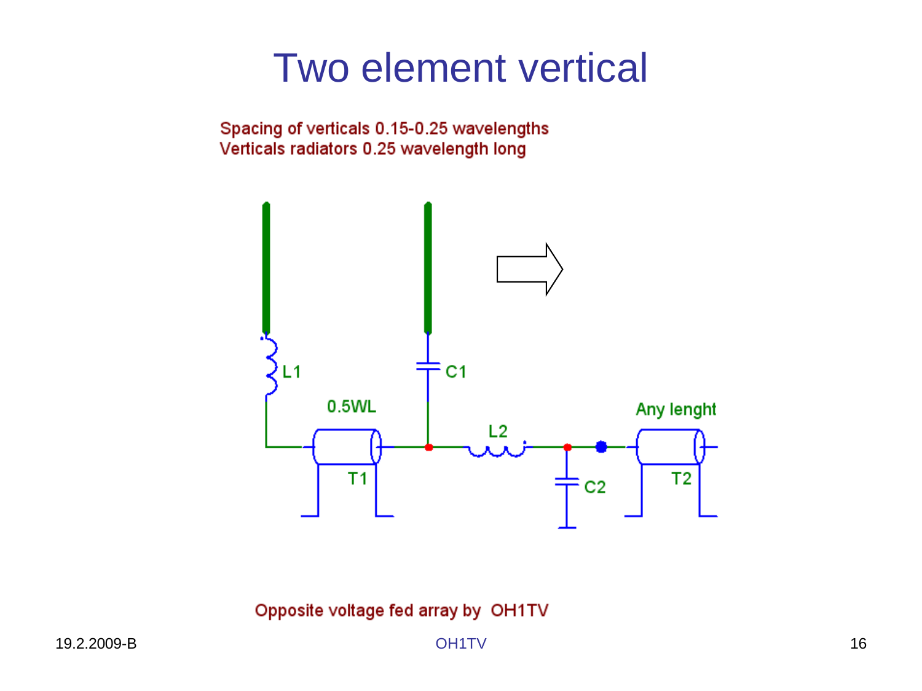# Two element vertical

Spacing of verticals 0.15-0.25 wavelengths
Verticals radiators 0.25 wavelength long

L1

C1

0.5WL

L2

Any lenght

T1

C2

T2

Opposite voltage fed array by OH1TV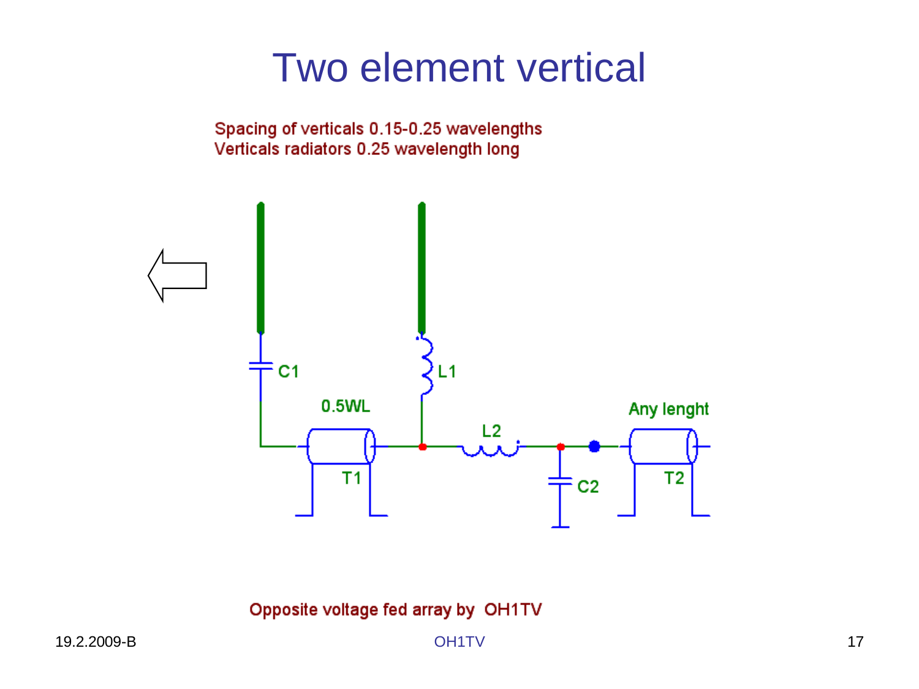# Two element vertical

Spacing of verticals 0.15-0.25 wavelengths
Verticals radiators 0.25 wavelength long

C1

L1

0.5WL

L2

Any lenght

T1

C2

T2

Opposite voltage fed array by OH1TV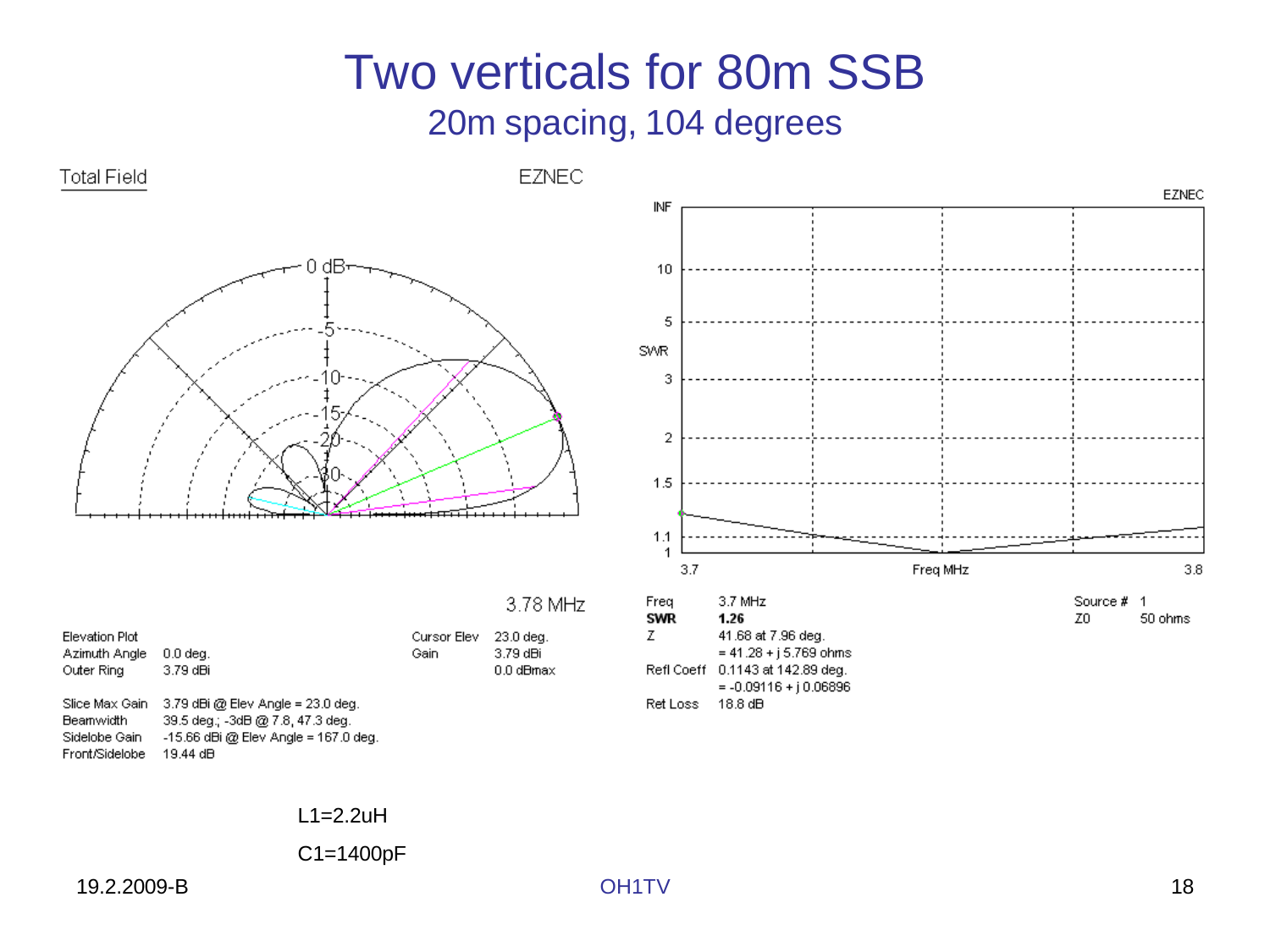# Two verticals for 80m SSB

## 20m spacing, 104 degrees

Total Field

EZNEC

3.78 MHz

| | | | |
|---|---|---|---|
| Elevation Plot | | Cursor Elev | 23.0 deg. |
| Azimuth Angle | 0.0 deg. | Gain | 3.79 dBi |
| Outer Ring | 3.79 dBi | | 0.0 dBmax |

| | |
|---|---|
| Slice Max Gain | 3.79 dBi @ Elev Angle = 23.0 deg. |
| Beamwidth | 39.5 deg.; -3dB @ 7.8, 47.3 deg. |
| Sidelobe Gain | -15.66 dBi @ Elev Angle = 167.0 deg. |
| Front/Sidelobe | 19.44 dB |

EZNEC

| | | | |
|---|---|---|---|
| Freq | 3.7 MHz | Source # | 1 |
| **SWR** | **1.26** | Z0 | 50 ohms |
| Z | 41.68 at 7.96 deg. | | |
| | = 41.28 + j 5.769 ohms | | |
| Refl Coeff | 0.1143 at 142.89 deg. | | |
| | = -0.09116 + j 0.06896 | | |
| Ret Loss | 18.8 dB | | |

L1=2.2uH

C1=1400pF

19.2.2009-B

OH1TV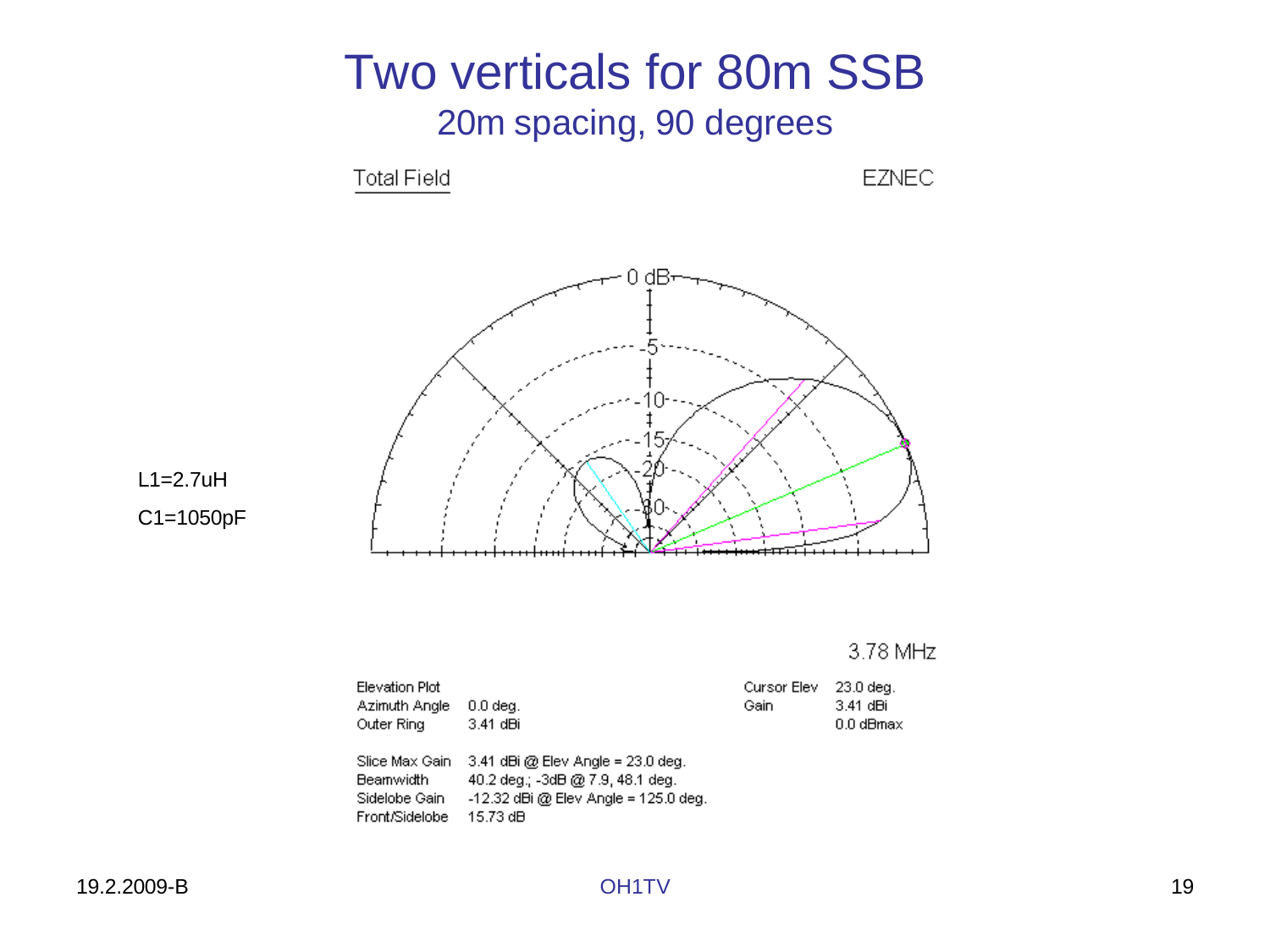# Two verticals for 80m SSB

## 20m spacing, 90 degrees

L1=2.7uH

C1=1050pF

Total Field

EZNEC

3.78 MHz

| Elevation Plot | | Cursor Elev | 23.0 deg. |
|---|---|---|---|
| Azimuth Angle | 0.0 deg. | Gain | 3.41 dBi |
| Outer Ring | 3.41 dBi | | 0.0 dBmax |

| | |
|---|---|
| Slice Max Gain | 3.41 dBi @ Elev Angle = 23.0 deg. |
| Beamwidth | 40.2 deg.; -3dB @ 7.9, 48.1 deg. |
| Sidelobe Gain | -12.32 dBi @ Elev Angle = 125.0 deg. |
| Front/Sidelobe | 15.73 dB |

19.2.2009-B

OH1TV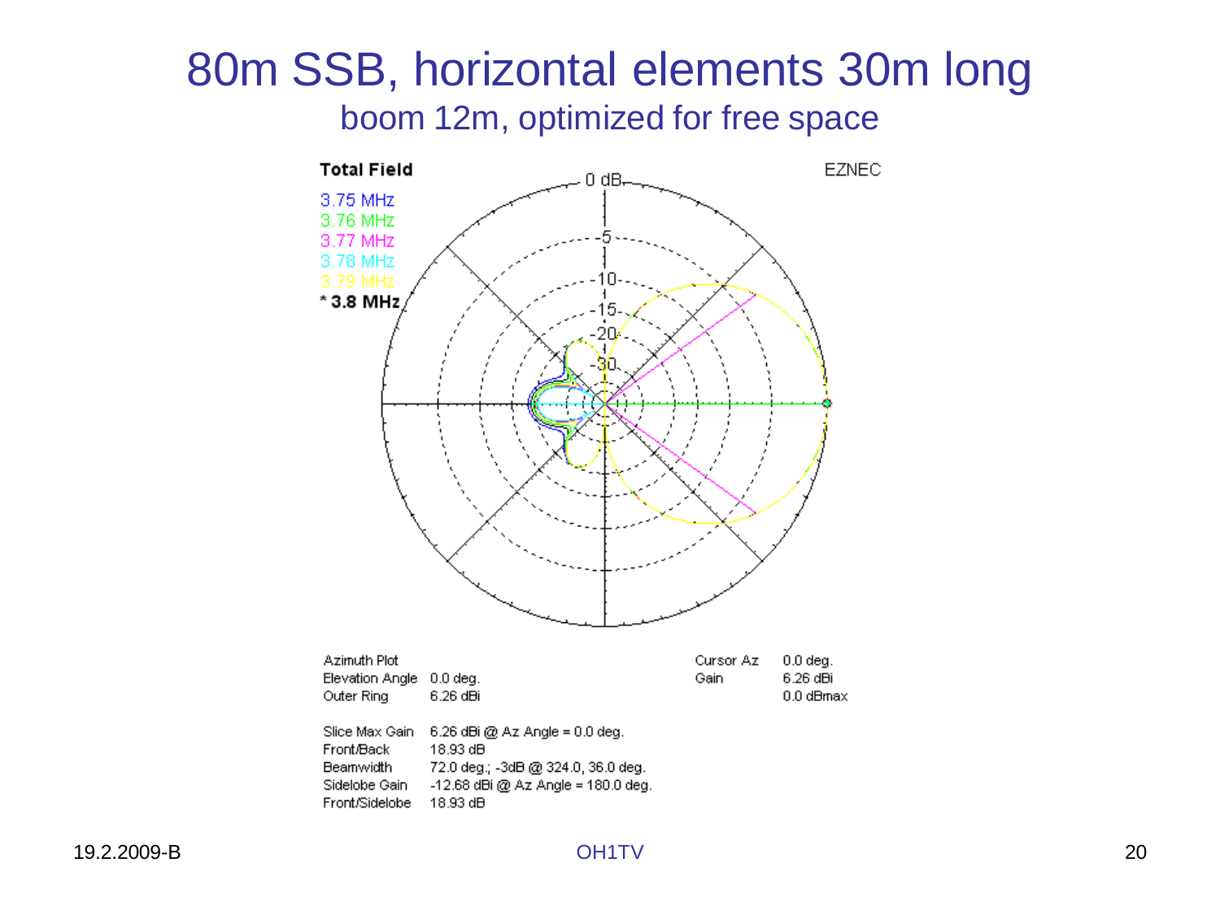# 80m SSB, horizontal elements 30m long

## boom 12m, optimized for free space

**Total Field** EZNEC

3.75 MHz
3.76 MHz
3.77 MHz
3.78 MHz
3.79 MHz
**\* 3.8 MHz**

| | | | |
|---|---|---|---|
| Azimuth Plot | | Cursor Az | 0.0 deg. |
| Elevation Angle | 0.0 deg. | Gain | 6.26 dBi |
| Outer Ring | 6.26 dBi | | 0.0 dBmax |

| | |
|---|---|
| Slice Max Gain | 6.26 dBi @ Az Angle = 0.0 deg. |
| Front/Back | 18.93 dB |
| Beamwidth | 72.0 deg.; -3dB @ 324.0, 36.0 deg. |
| Sidelobe Gain | -12.68 dBi @ Az Angle = 180.0 deg. |
| Front/Sidelobe | 18.93 dB |

19.2.2009-B OH1TV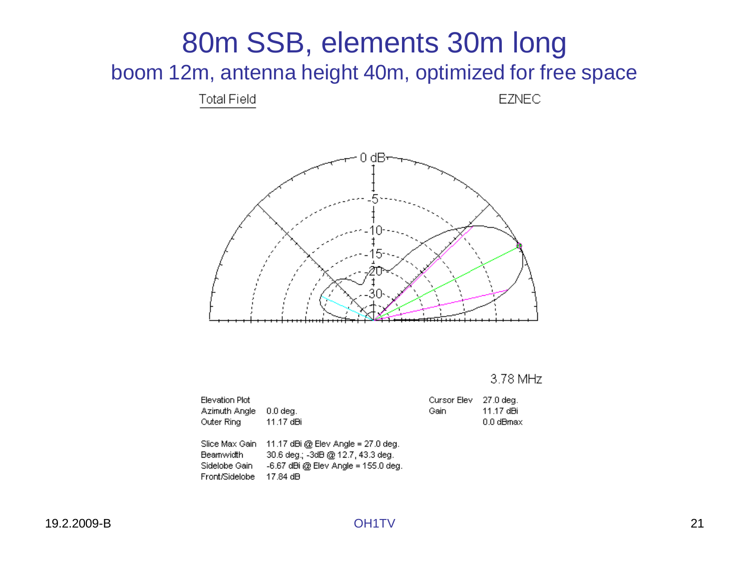# 80m SSB, elements 30m long

## boom 12m, antenna height 40m, optimized for free space

Total Field

EZNEC

3.78 MHz

| | |
|---|---|
| Elevation Plot | |
| Azimuth Angle | 0.0 deg. |
| Outer Ring | 11.17 dBi |

| | |
|---|---|
| Cursor Elev | 27.0 deg. |
| Gain | 11.17 dBi |
| | 0.0 dBmax |

| | |
|---|---|
| Slice Max Gain | 11.17 dBi @ Elev Angle = 27.0 deg. |
| Beamwidth | 30.6 deg.; -3dB @ 12.7, 43.3 deg. |
| Sidelobe Gain | -6.67 dBi @ Elev Angle = 155.0 deg. |
| Front/Sidelobe | 17.84 dB |

19.2.2009-B

OH1TV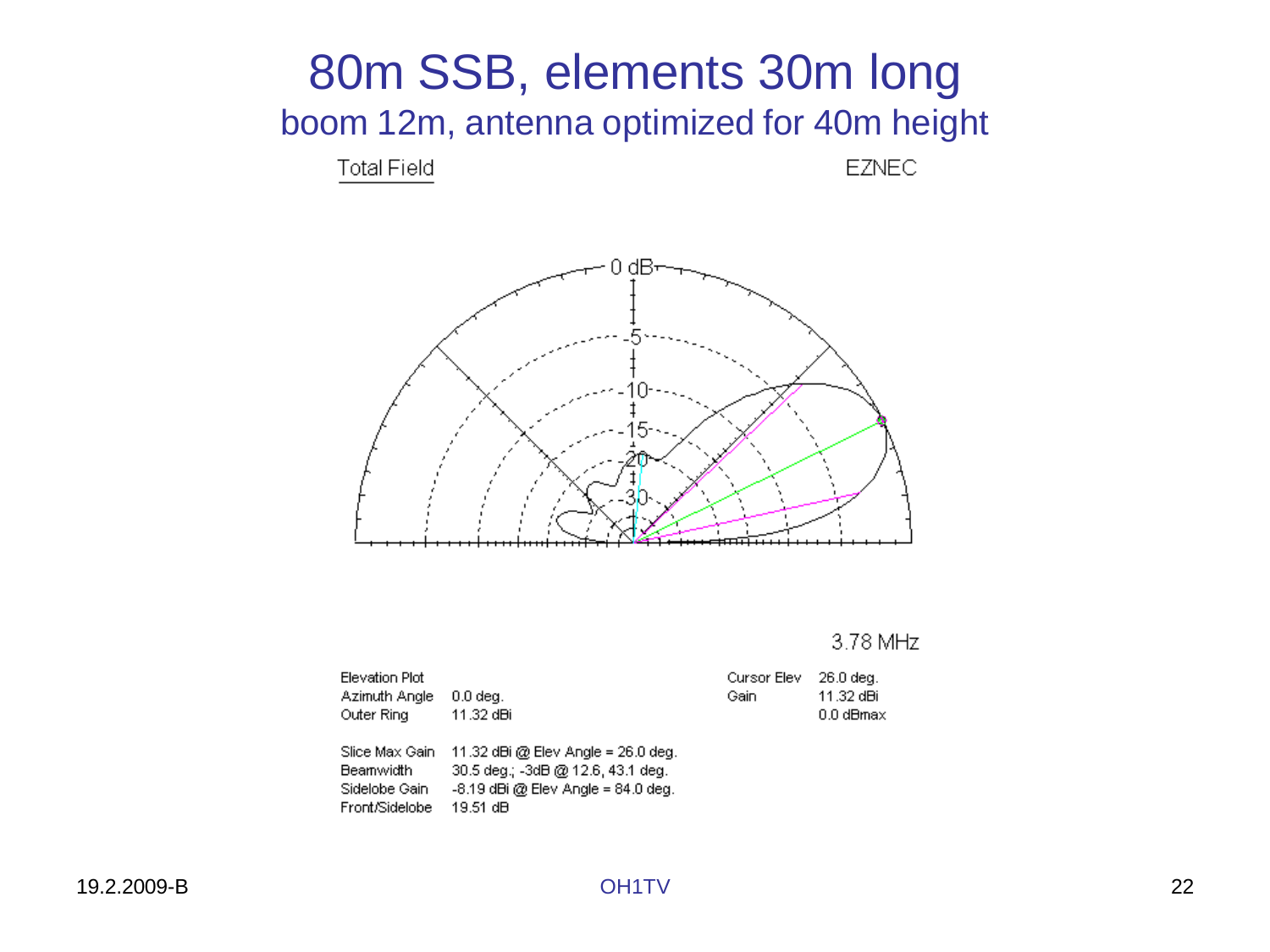# 80m SSB, elements 30m long

## boom 12m, antenna optimized for 40m height

Total Field EZNEC

3.78 MHz

| Elevation Plot | |
|---|---|
| Azimuth Angle | 0.0 deg. |
| Outer Ring | 11.32 dBi |

| Cursor Elev | 26.0 deg. |
|---|---|
| Gain | 11.32 dBi |
| | 0.0 dBmax |

| Slice Max Gain | 11.32 dBi @ Elev Angle = 26.0 deg. |
|---|---|
| Beamwidth | 30.5 deg.; -3dB @ 12.6, 43.1 deg. |
| Sidelobe Gain | -8.19 dBi @ Elev Angle = 84.0 deg. |
| Front/Sidelobe | 19.51 dB |

19.2.2009-B

OH1TV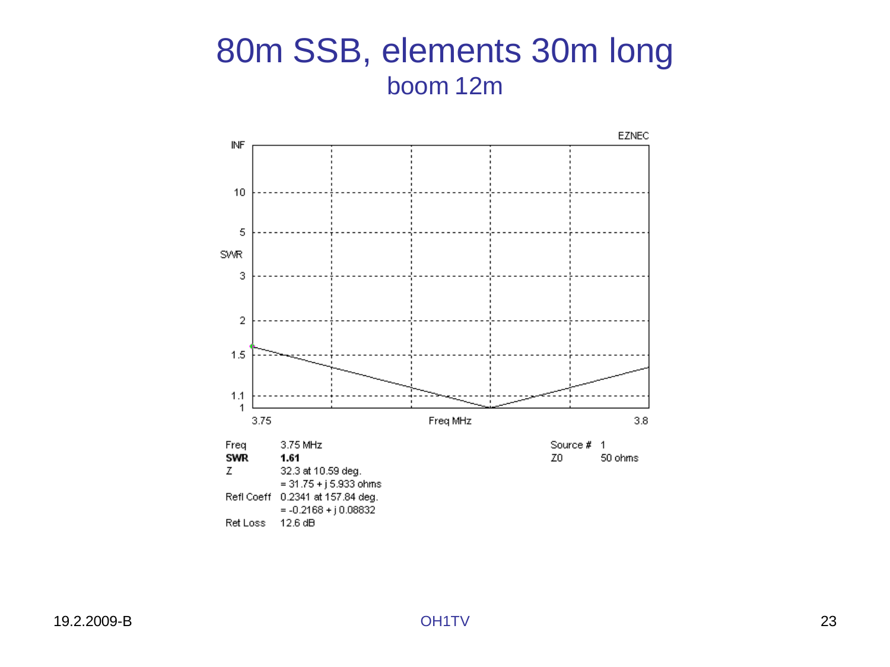# 80m SSB, elements 30m long

## boom 12m

EZNEC

| Freq | 3.75 MHz |
|---|---|
| **SWR** | **1.61** |
| Z | 32.3 at 10.59 deg. |
| | = 31.75 + j 5.933 ohms |
| Refl Coeff | 0.2341 at 157.84 deg. |
| | = -0.2168 + j 0.08832 |
| Ret Loss | 12.6 dB |

| Source # | 1 |
|---|---|
| Z0 | 50 ohms |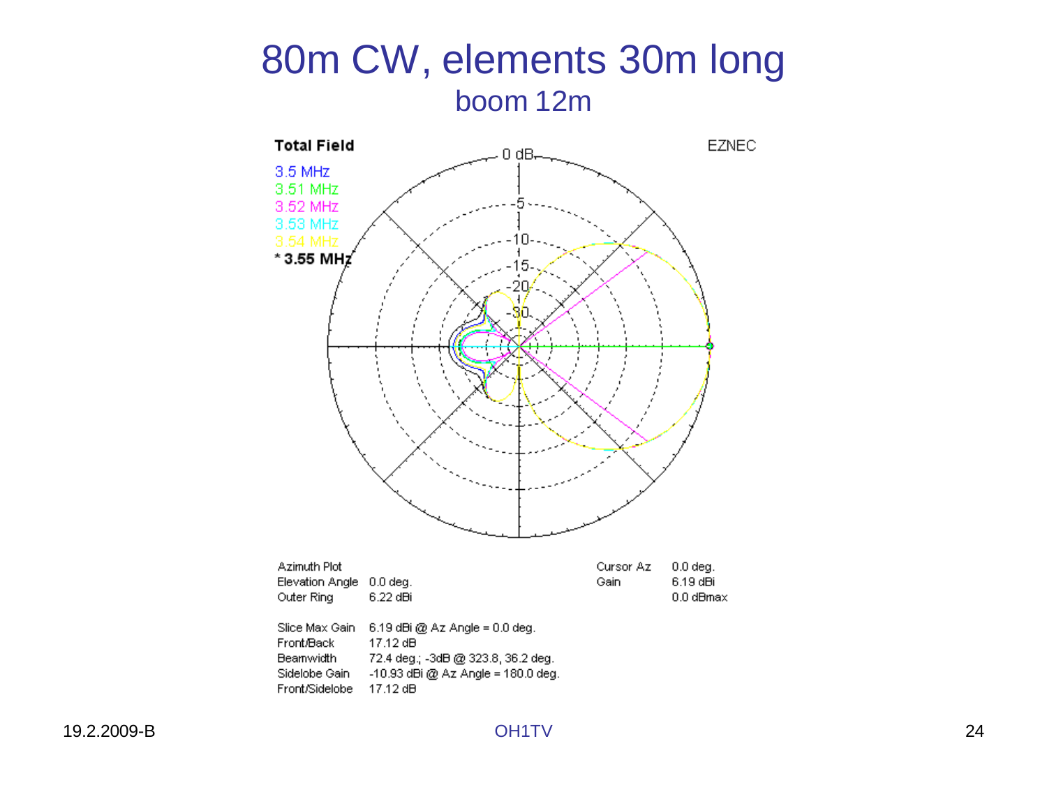# 80m CW, elements 30m long

## boom 12m

Total Field

EZNEC

3.5 MHz
3.51 MHz
3.52 MHz
3.53 MHz
3.54 MHz
* 3.55 MHz

| | | | |
|---|---|---|---|
| Azimuth Plot | | Cursor Az | 0.0 deg. |
| Elevation Angle | 0.0 deg. | Gain | 6.19 dBi |
| Outer Ring | 6.22 dBi | | 0.0 dBmax |

| | |
|---|---|
| Slice Max Gain | 6.19 dBi @ Az Angle = 0.0 deg. |
| Front/Back | 17.12 dB |
| Beamwidth | 72.4 deg.; -3dB @ 323.8, 36.2 deg. |
| Sidelobe Gain | -10.93 dBi @ Az Angle = 180.0 deg. |
| Front/Sidelobe | 17.12 dB |

19.2.2009-B

OH1TV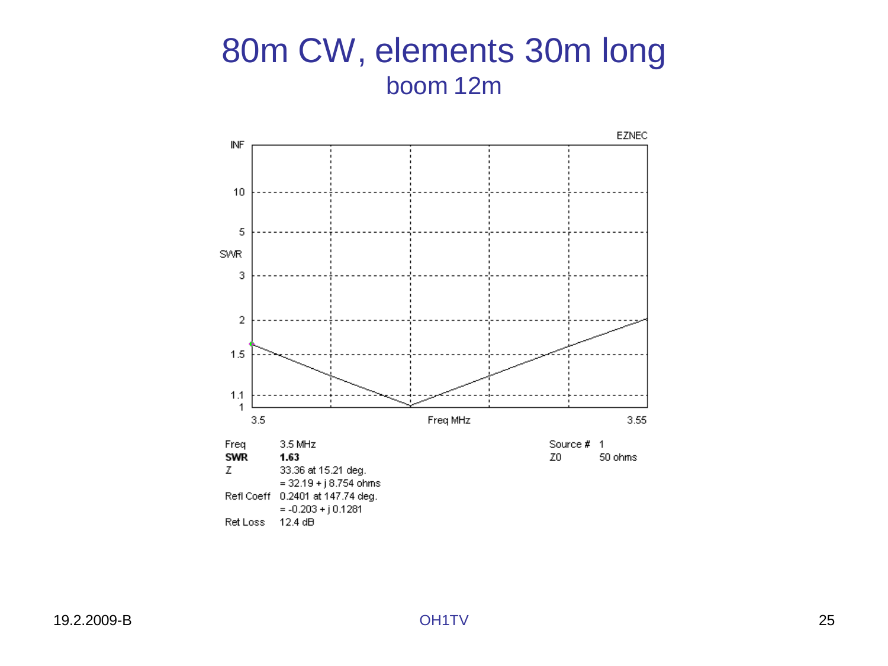# 80m CW, elements 30m long

## boom 12m

EZNEC

SWR

Freq MHz

3.5 — 3.55

| | | | |
|---|---|---|---|
| Freq | 3.5 MHz | Source # | 1 |
| **SWR** | **1.63** | Z0 | 50 ohms |
| Z | 33.36 at 15.21 deg. | | |
| | = 32.19 + j 8.754 ohms | | |
| Refl Coeff | 0.2401 at 147.74 deg. | | |
| | = -0.203 + j 0.1281 | | |
| Ret Loss | 12.4 dB | | |

19.2.2009-B

OH1TV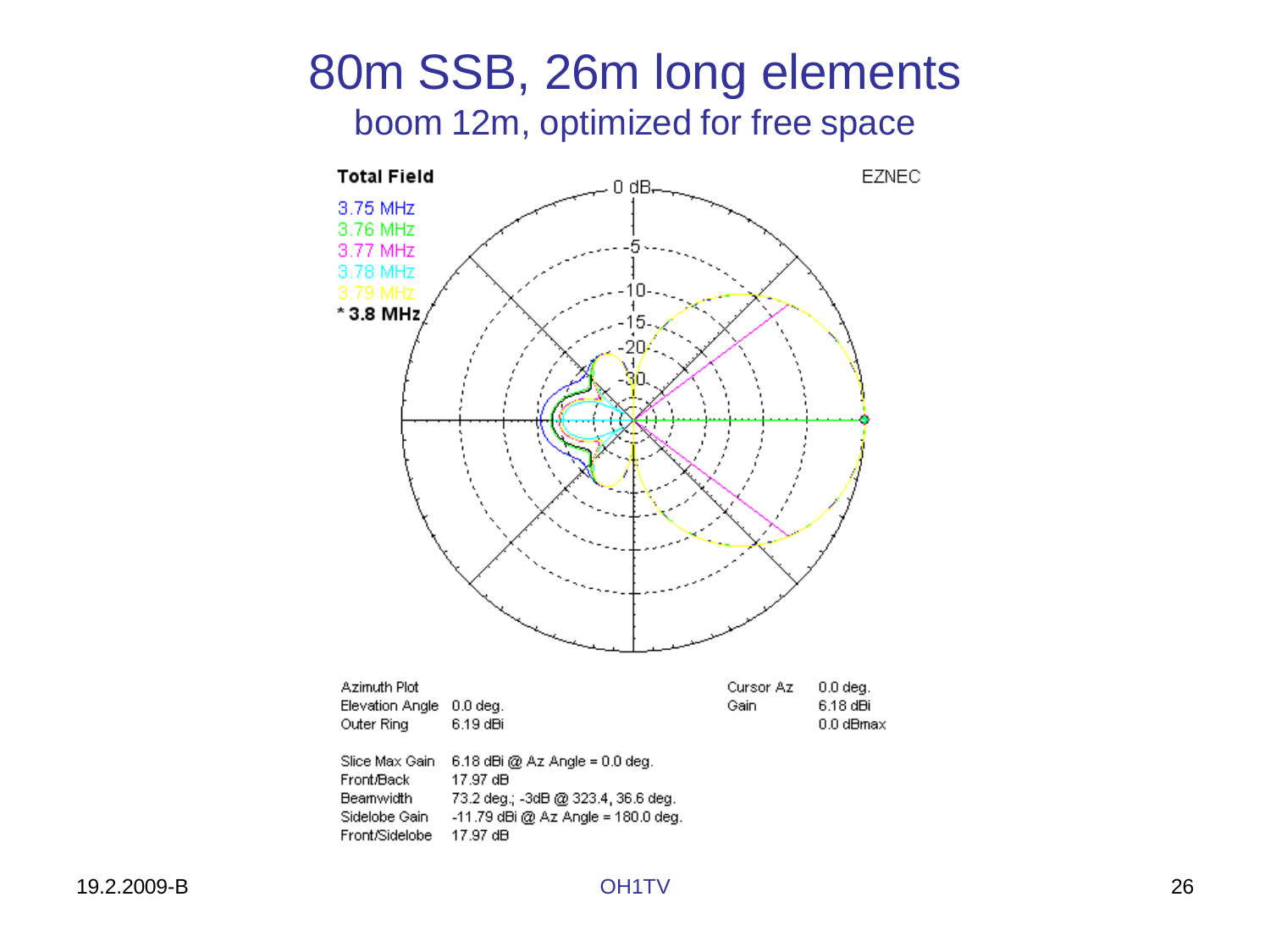# 80m SSB, 26m long elements

## boom 12m, optimized for free space

**Total Field**

3.75 MHz
3.76 MHz
3.77 MHz
3.78 MHz
3.79 MHz
**\* 3.8 MHz**

EZNEC

| | | | |
|---|---|---|---|
| Azimuth Plot | | Cursor Az | 0.0 deg. |
| Elevation Angle | 0.0 deg. | Gain | 6.18 dBi |
| Outer Ring | 6.19 dBi | | 0.0 dBmax |

| | |
|---|---|
| Slice Max Gain | 6.18 dBi @ Az Angle = 0.0 deg. |
| Front/Back | 17.97 dB |
| Beamwidth | 73.2 deg.; -3dB @ 323.4, 36.6 deg. |
| Sidelobe Gain | -11.79 dBi @ Az Angle = 180.0 deg. |
| Front/Sidelobe | 17.97 dB |

19.2.2009-B

OH1TV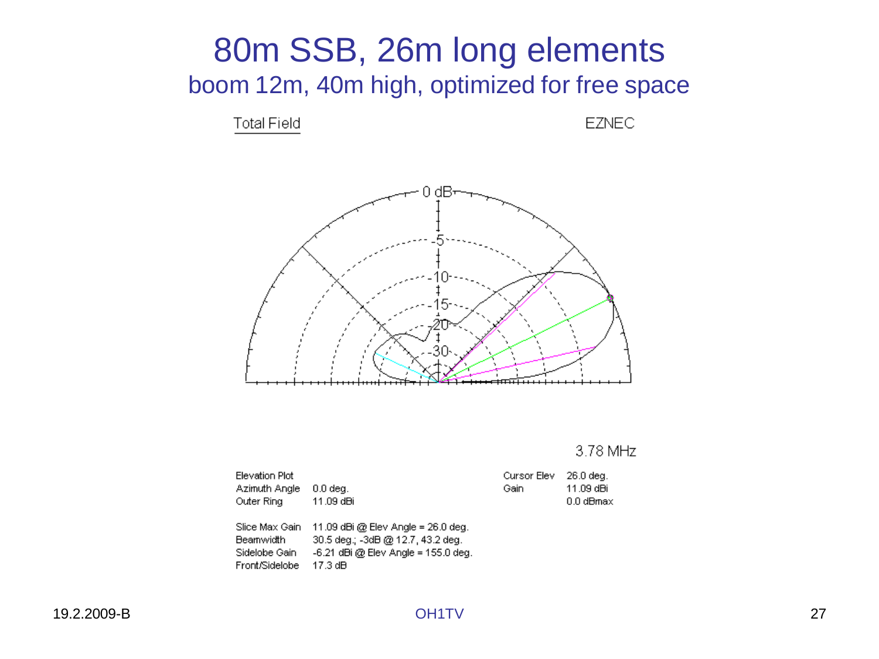# 80m SSB, 26m long elements

## boom 12m, 40m high, optimized for free space

Total Field

EZNEC

3.78 MHz

| | |
|---|---|
| Elevation Plot | |
| Azimuth Angle | 0.0 deg. |
| Outer Ring | 11.09 dBi |

| | |
|---|---|
| Cursor Elev | 26.0 deg. |
| Gain | 11.09 dBi |
| | 0.0 dBmax |

| | |
|---|---|
| Slice Max Gain | 11.09 dBi @ Elev Angle = 26.0 deg. |
| Beamwidth | 30.5 deg.; -3dB @ 12.7, 43.2 deg. |
| Sidelobe Gain | -6.21 dBi @ Elev Angle = 155.0 deg. |
| Front/Sidelobe | 17.3 dB |

19.2.2009-B

OH1TV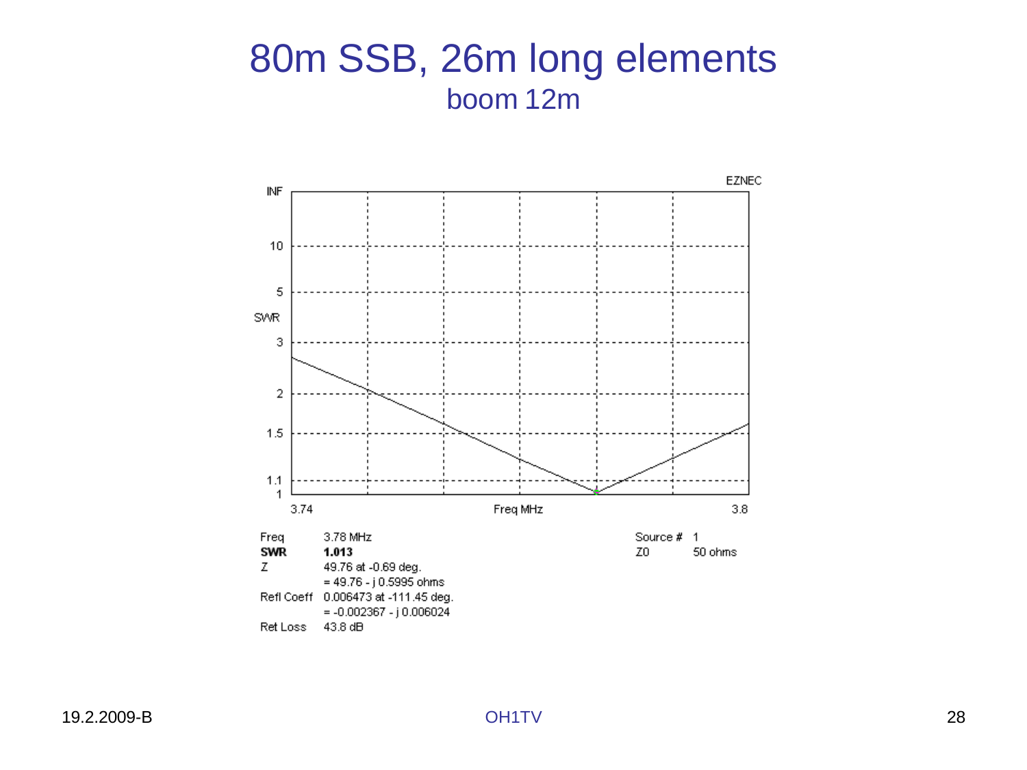# 80m SSB, 26m long elements

## boom 12m

| | |
|---|---|
| Freq | 3.78 MHz |
| **SWR** | **1.013** |
| Z | 49.76 at -0.69 deg. |
| | = 49.76 - j 0.5995 ohms |
| Refl Coeff | 0.006473 at -111.45 deg. |
| | = -0.002367 - j 0.006024 |
| Ret Loss | 43.8 dB |

| | |
|---|---|
| Source # | 1 |
| Z0 | 50 ohms |

19.2.2009-B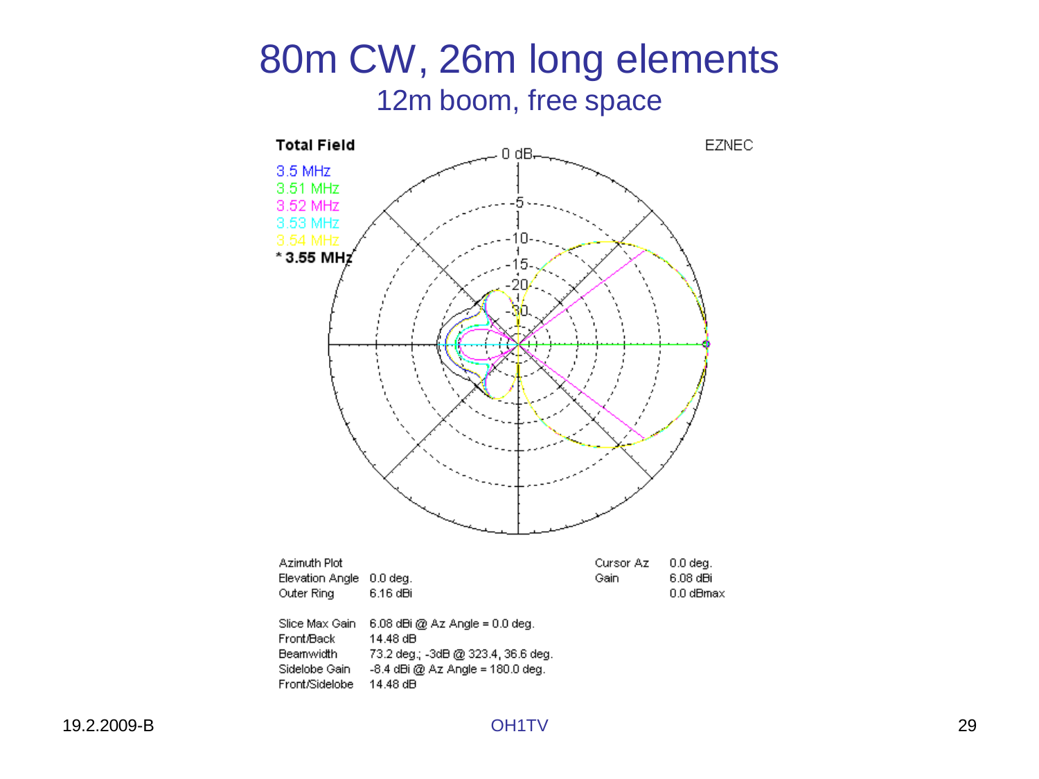# 80m CW, 26m long elements

## 12m boom, free space

**Total Field**

EZNEC

3.5 MHz
3.51 MHz
3.52 MHz
3.53 MHz
3.54 MHz
* **3.55 MHz**

| | |
|---|---|
| Azimuth Plot | |
| Elevation Angle | 0.0 deg. |
| Outer Ring | 6.16 dBi |

| | |
|---|---|
| Cursor Az | 0.0 deg. |
| Gain | 6.08 dBi |
| | 0.0 dBmax |

| | |
|---|---|
| Slice Max Gain | 6.08 dBi @ Az Angle = 0.0 deg. |
| Front/Back | 14.48 dB |
| Beamwidth | 73.2 deg.; -3dB @ 323.4, 36.6 deg. |
| Sidelobe Gain | -8.4 dBi @ Az Angle = 180.0 deg. |
| Front/Sidelobe | 14.48 dB |

19.2.2009-B

OH1TV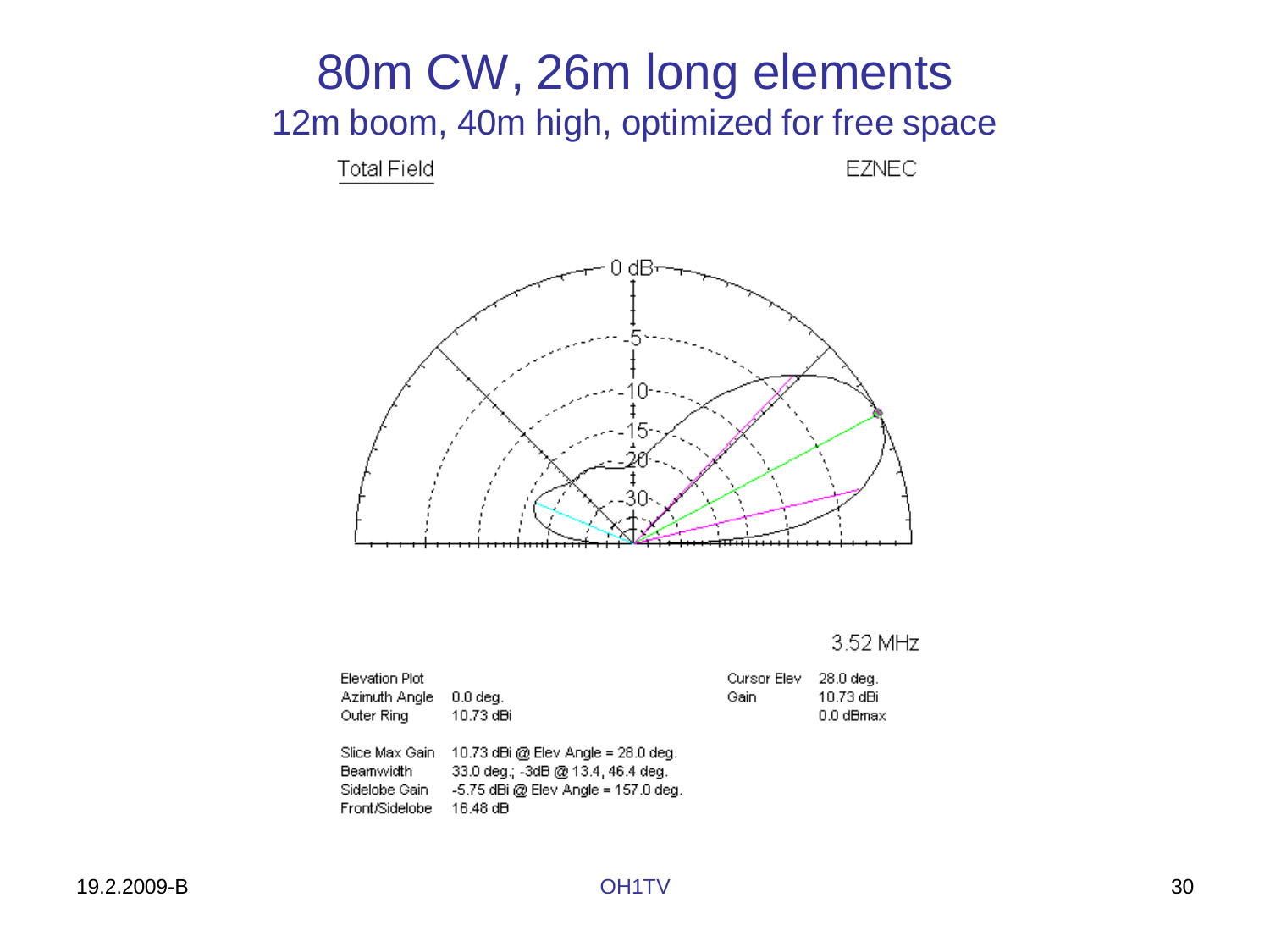# 80m CW, 26m long elements

## 12m boom, 40m high, optimized for free space

Total Field

EZNEC

3.52 MHz

| | |
|---|---|
| Elevation Plot | |
| Azimuth Angle | 0.0 deg. |
| Outer Ring | 10.73 dBi |

| | |
|---|---|
| Cursor Elev | 28.0 deg. |
| Gain | 10.73 dBi |
| | 0.0 dBmax |

| | |
|---|---|
| Slice Max Gain | 10.73 dBi @ Elev Angle = 28.0 deg. |
| Beamwidth | 33.0 deg.; -3dB @ 13.4, 46.4 deg. |
| Sidelobe Gain | -5.75 dBi @ Elev Angle = 157.0 deg. |
| Front/Sidelobe | 16.48 dB |

19.2.2009-B

OH1TV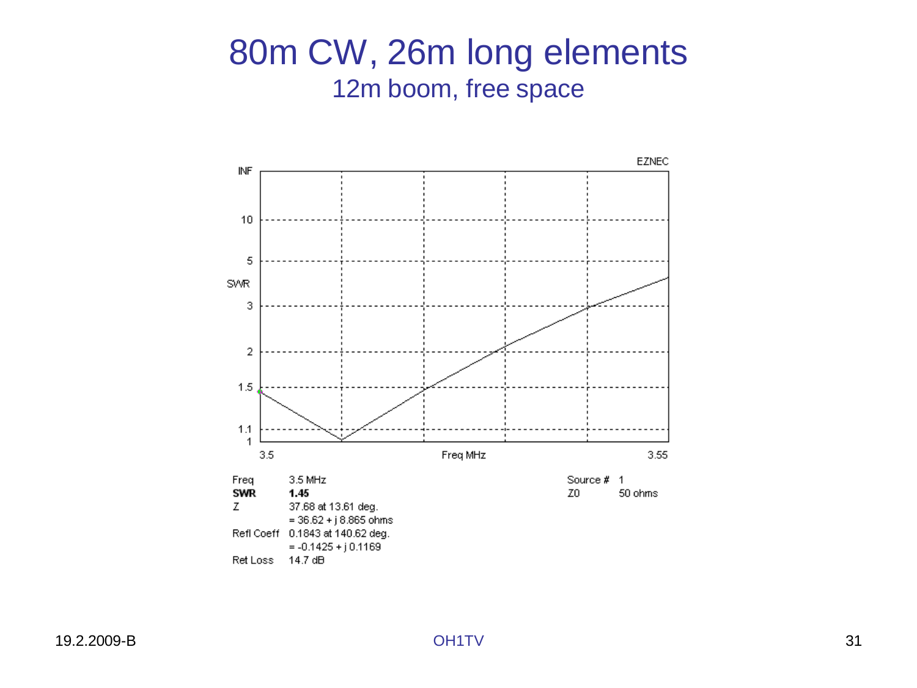# 80m CW, 26m long elements

## 12m boom, free space

EZNEC

SWR

INF, 10, 5, 3, 2, 1.5, 1.1, 1

3.5 Freq MHz 3.55

| | | | | |
|---|---|---|---|---|
| Freq | 3.5 MHz | | Source # | 1 |
| **SWR** | **1.45** | | Z0 | 50 ohms |
| Z | 37.68 at 13.61 deg. | | | |
| | = 36.62 + j 8.865 ohms | | | |
| Refl Coeff | 0.1843 at 140.62 deg. | | | |
| | = -0.1425 + j 0.1169 | | | |
| Ret Loss | 14.7 dB | | | |

19.2.2009-B

OH1TV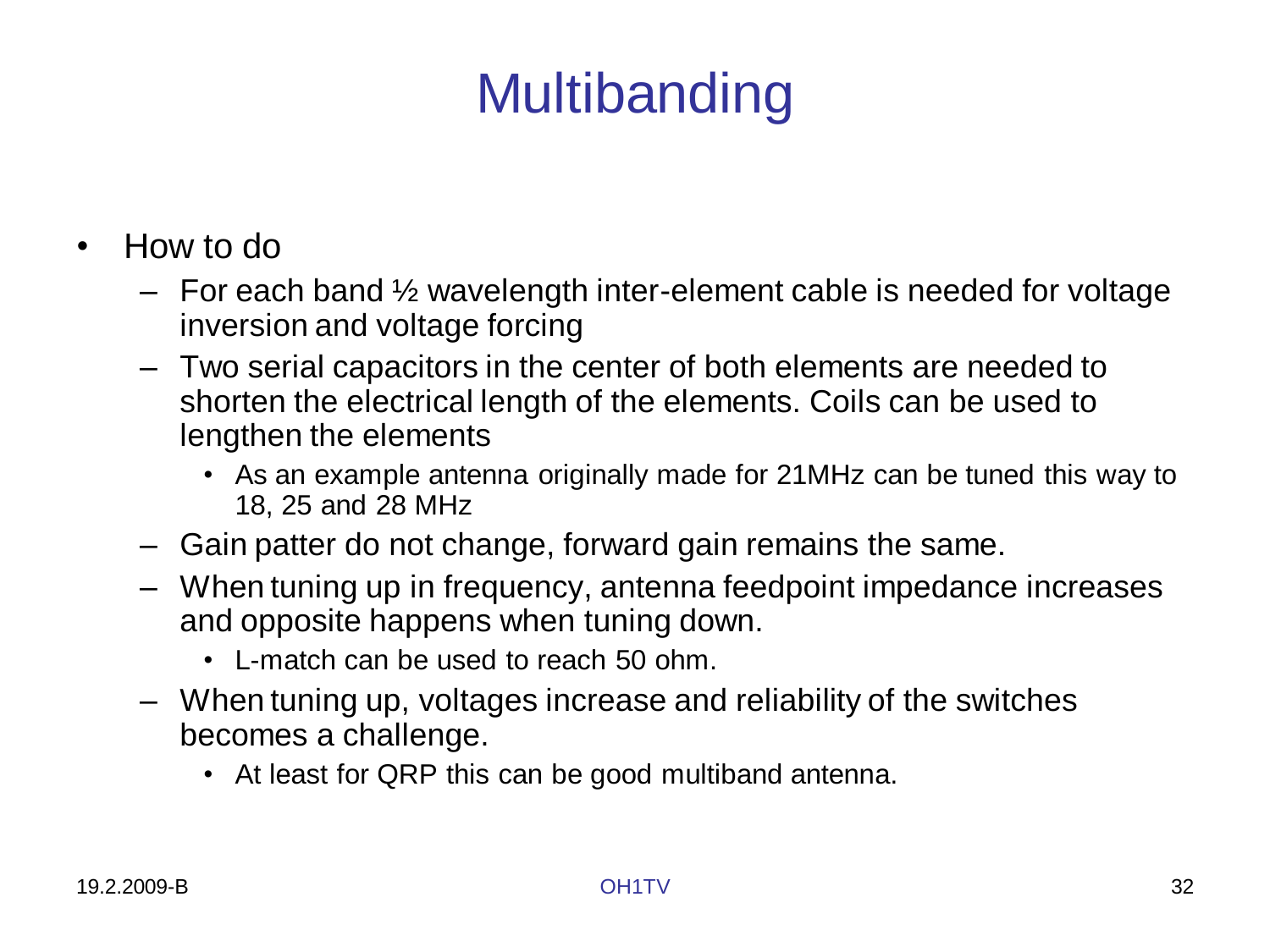# Multibanding

- How to do
  - For each band ½ wavelength inter-element cable is needed for voltage inversion and voltage forcing
  - Two serial capacitors in the center of both elements are needed to shorten the electrical length of the elements. Coils can be used to lengthen the elements
    - As an example antenna originally made for 21MHz can be tuned this way to 18, 25 and 28 MHz
  - Gain patter do not change, forward gain remains the same.
  - When tuning up in frequency, antenna feedpoint impedance increases and opposite happens when tuning down.
    - L-match can be used to reach 50 ohm.
  - When tuning up, voltages increase and reliability of the switches becomes a challenge.
    - At least for QRP this can be good multiband antenna.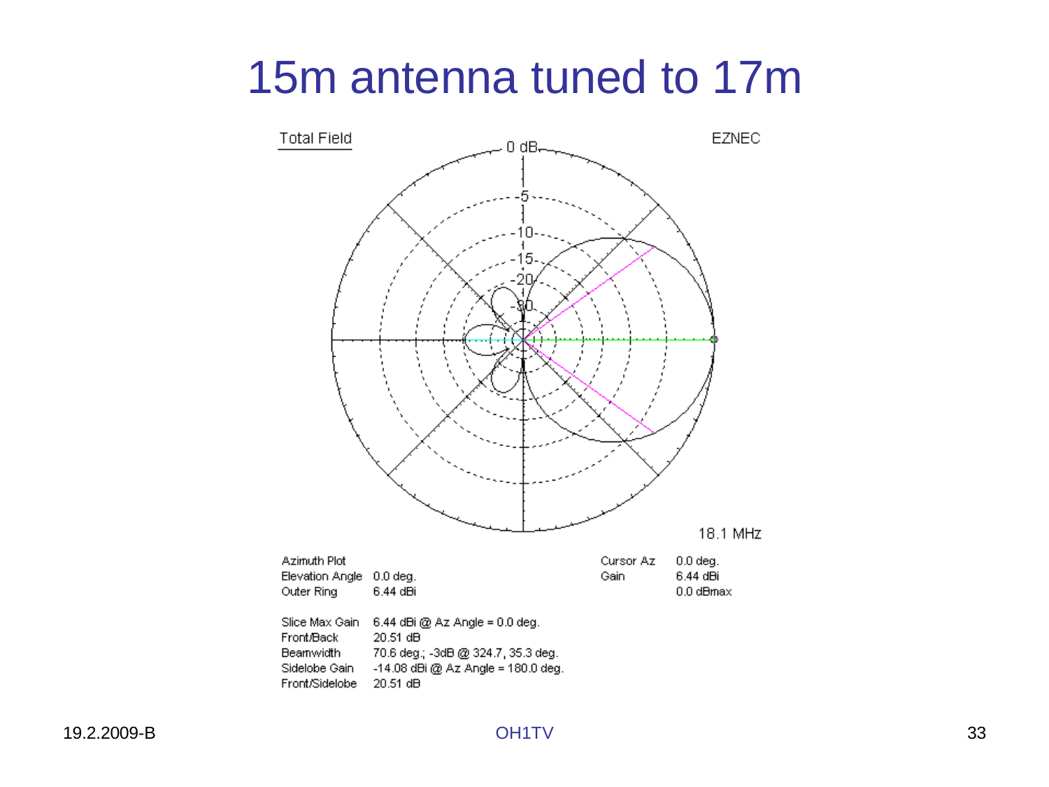# 15m antenna tuned to 17m

Total Field

EZNEC

18.1 MHz

| | | | |
|---|---|---|---|
| Azimuth Plot | | Cursor Az | 0.0 deg. |
| Elevation Angle | 0.0 deg. | Gain | 6.44 dBi |
| Outer Ring | 6.44 dBi | | 0.0 dBmax |

| | |
|---|---|
| Slice Max Gain | 6.44 dBi @ Az Angle = 0.0 deg. |
| Front/Back | 20.51 dB |
| Beamwidth | 70.6 deg.; -3dB @ 324.7, 35.3 deg. |
| Sidelobe Gain | -14.08 dBi @ Az Angle = 180.0 deg. |
| Front/Sidelobe | 20.51 dB |

19.2.2009-B

OH1TV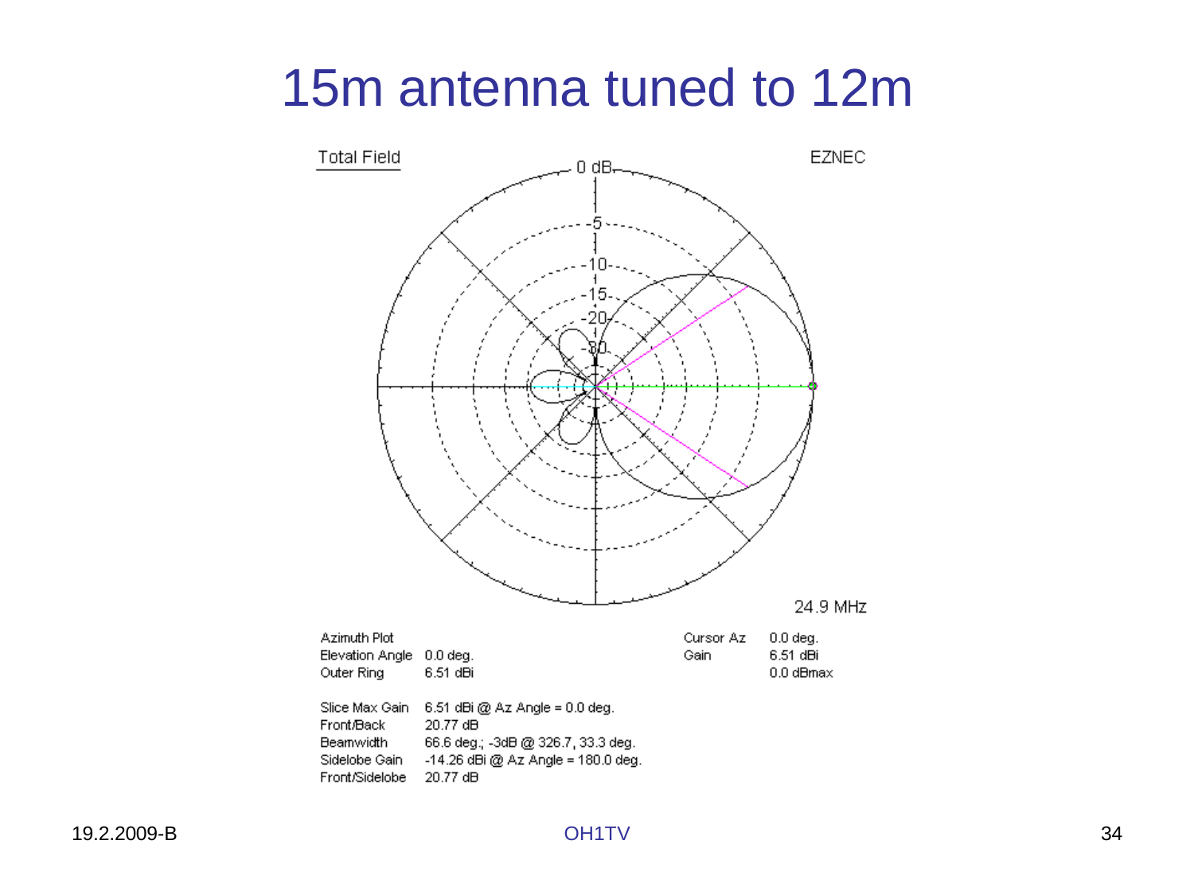# 15m antenna tuned to 12m

Total Field

EZNEC

24.9 MHz

| | | | |
|---|---|---|---|
| Azimuth Plot | | Cursor Az | 0.0 deg. |
| Elevation Angle | 0.0 deg. | Gain | 6.51 dBi |
| Outer Ring | 6.51 dBi | | 0.0 dBmax |

| | |
|---|---|
| Slice Max Gain | 6.51 dBi @ Az Angle = 0.0 deg. |
| Front/Back | 20.77 dB |
| Beamwidth | 66.6 deg.; -3dB @ 326.7, 33.3 deg. |
| Sidelobe Gain | -14.26 dBi @ Az Angle = 180.0 deg. |
| Front/Sidelobe | 20.77 dB |

19.2.2009-B

OH1TV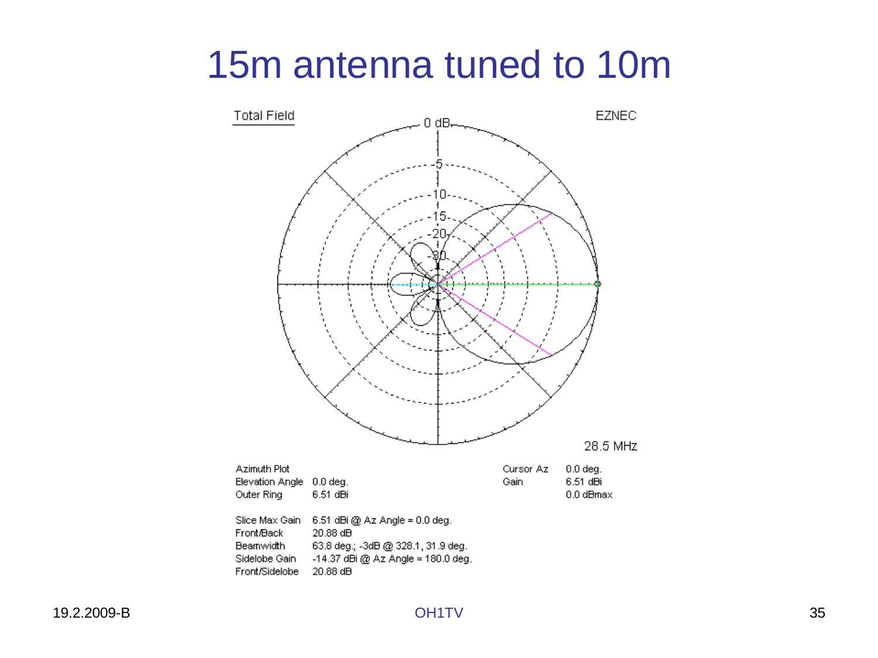# 15m antenna tuned to 10m

Total Field

EZNEC

28.5 MHz

| | | | |
|---|---|---|---|
| Azimuth Plot | | Cursor Az | 0.0 deg. |
| Elevation Angle | 0.0 deg. | Gain | 6.51 dBi |
| Outer Ring | 6.51 dBi | | 0.0 dBmax |

| | |
|---|---|
| Slice Max Gain | 6.51 dBi @ Az Angle = 0.0 deg. |
| Front/Back | 20.88 dB |
| Beamwidth | 63.8 deg.; -3dB @ 328.1, 31.9 deg. |
| Sidelobe Gain | -14.37 dBi @ Az Angle = 180.0 deg. |
| Front/Sidelobe | 20.88 dB |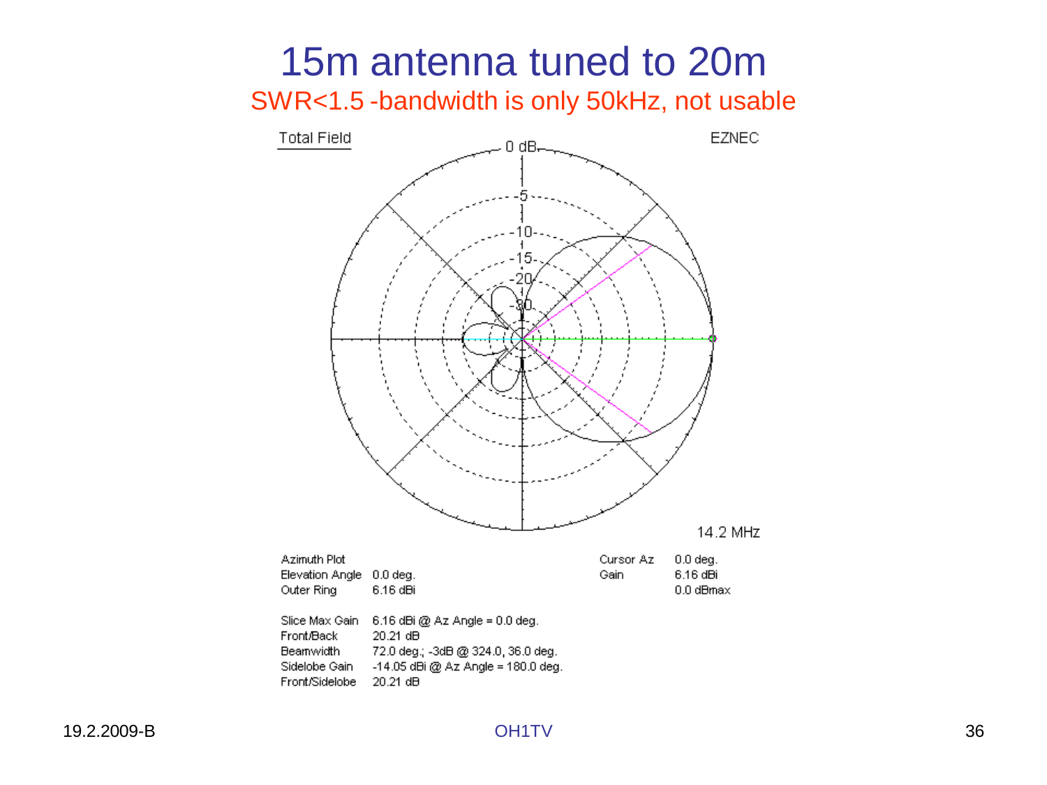# 15m antenna tuned to 20m

SWR<1.5 -bandwidth is only 50kHz, not usable

Total Field

EZNEC

0 dB

-5

-10

-15

-20

-30

14.2 MHz

Azimuth Plot
Elevation Angle 0.0 deg.
Outer Ring 6.16 dBi

Cursor Az 0.0 deg.
Gain 6.16 dBi
0.0 dBmax

Slice Max Gain 6.16 dBi @ Az Angle = 0.0 deg.
Front/Back 20.21 dB
Beamwidth 72.0 deg.; -3dB @ 324.0, 36.0 deg.
Sidelobe Gain -14.05 dBi @ Az Angle = 180.0 deg.
Front/Sidelobe 20.21 dB

19.2.2009-B

OH1TV